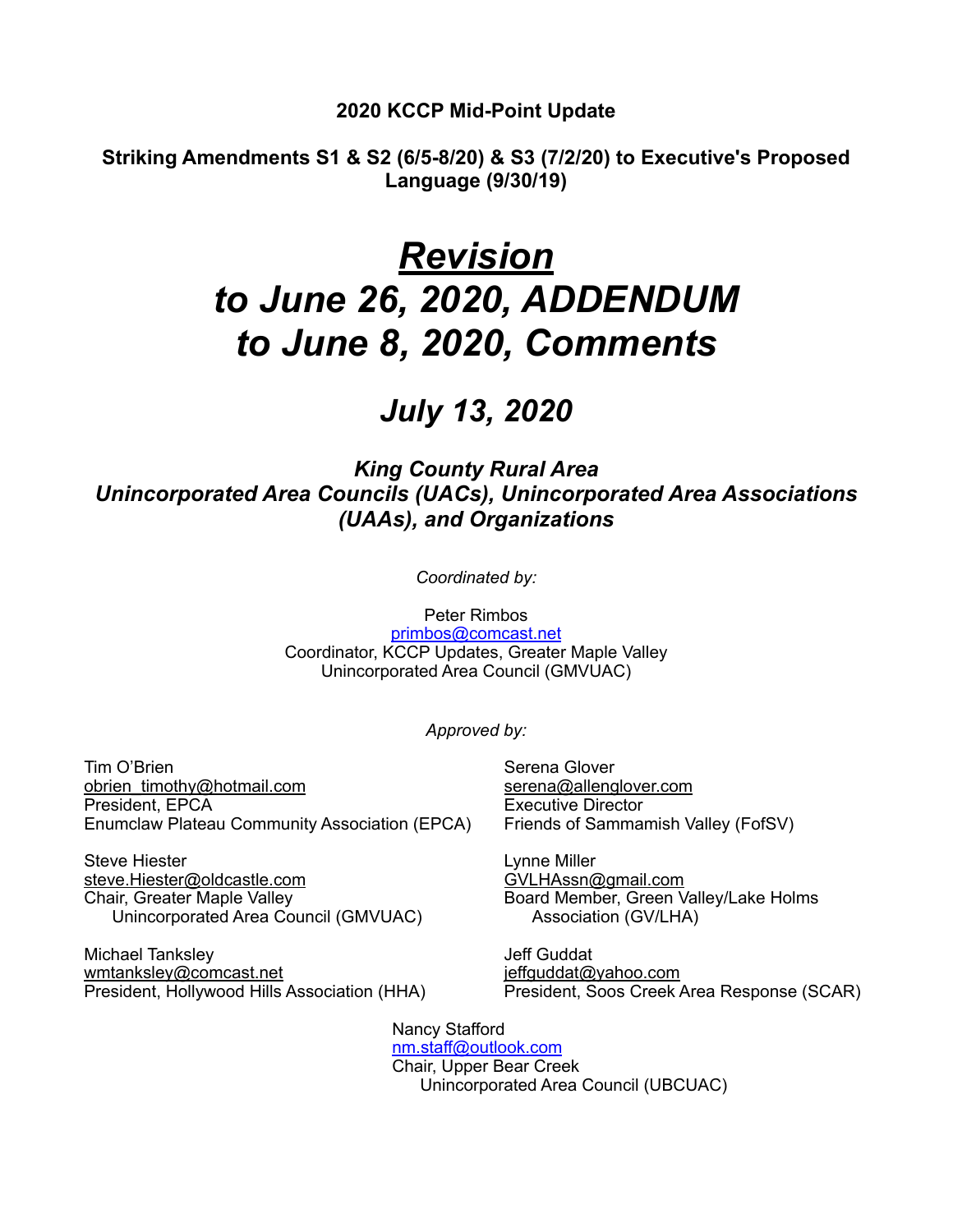**2020 KCCP Mid-Point Update**

**Striking Amendments S1 & S2 (6/5-8/20) & S3 (7/2/20) to Executive's Proposed Language (9/30/19)**

# ***Revision***
# ***to June 26, 2020, ADDENDUM***
# ***to June 8, 2020, Comments***

## ***July 13, 2020***

***King County Rural Area***
***Unincorporated Area Councils (UACs), Unincorporated Area Associations (UAAs), and Organizations***

*Coordinated by:*

Peter Rimbos
primbos@comcast.net
Coordinator, KCCP Updates, Greater Maple Valley Unincorporated Area Council (GMVUAC)

*Approved by:*

Tim O'Brien
obrien_timothy@hotmail.com
President, EPCA
Enumclaw Plateau Community Association (EPCA)

Steve Hiester
steve.Hiester@oldcastle.com
Chair, Greater Maple Valley Unincorporated Area Council (GMVUAC)

Michael Tanksley
wmtanksley@comcast.net
President, Hollywood Hills Association (HHA)

Serena Glover
serena@allenglover.com
Executive Director
Friends of Sammamish Valley (FofSV)

Lynne Miller
GVLHAssn@gmail.com
Board Member, Green Valley/Lake Holms Association (GV/LHA)

Jeff Guddat
jeffguddat@yahoo.com
President, Soos Creek Area Response (SCAR)

Nancy Stafford
nm.staff@outlook.com
Chair, Upper Bear Creek Unincorporated Area Council (UBCUAC)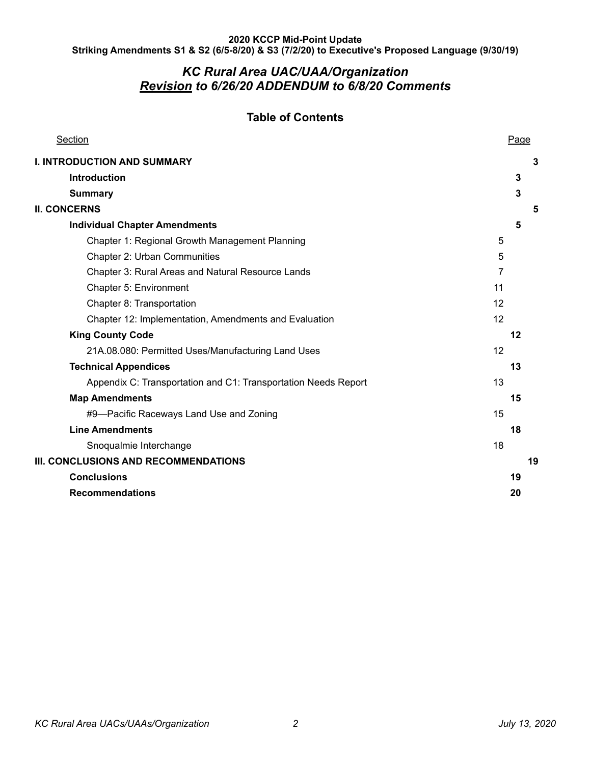**2020 KCCP Mid-Point Update**
**Striking Amendments S1 & S2 (6/5-8/20) & S3 (7/2/20) to Executive's Proposed Language (9/30/19)**

# *KC Rural Area UAC/UAA/Organization*
# ***Revision** to 6/26/20 ADDENDUM to 6/8/20 Comments*

## Table of Contents

| Section | Page |
|---|---|
| **I. INTRODUCTION AND SUMMARY** | **3** |
| **Introduction** | **3** |
| **Summary** | **3** |
| **II. CONCERNS** | **5** |
| **Individual Chapter Amendments** | **5** |
| Chapter 1: Regional Growth Management Planning | 5 |
| Chapter 2: Urban Communities | 5 |
| Chapter 3: Rural Areas and Natural Resource Lands | 7 |
| Chapter 5: Environment | 11 |
| Chapter 8: Transportation | 12 |
| Chapter 12: Implementation, Amendments and Evaluation | 12 |
| **King County Code** | **12** |
| 21A.08.080: Permitted Uses/Manufacturing Land Uses | 12 |
| **Technical Appendices** | **13** |
| Appendix C: Transportation and C1: Transportation Needs Report | 13 |
| **Map Amendments** | **15** |
| #9—Pacific Raceways Land Use and Zoning | 15 |
| **Line Amendments** | **18** |
| Snoqualmie Interchange | 18 |
| **III. CONCLUSIONS AND RECOMMENDATIONS** | **19** |
| **Conclusions** | **19** |
| **Recommendations** | **20** |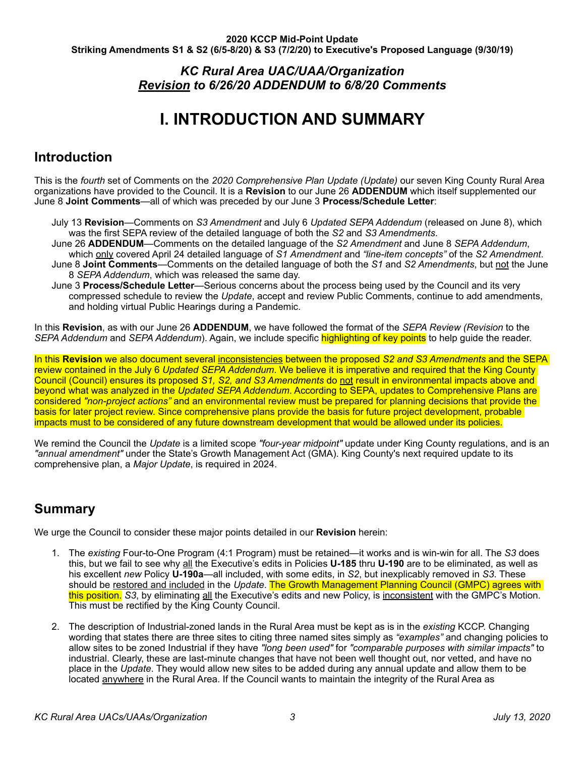**2020 KCCP Mid-Point Update**
**Striking Amendments S1 & S2 (6/5-8/20) & S3 (7/2/20) to Executive's Proposed Language (9/30/19)**

## *KC Rural Area UAC/UAA/Organization*
## *Revision to 6/26/20 ADDENDUM to 6/8/20 Comments*

# I. INTRODUCTION AND SUMMARY

## Introduction

This is the *fourth* set of Comments on the *2020 Comprehensive Plan Update (Update)* our seven King County Rural Area organizations have provided to the Council. It is a **Revision** to our June 26 **ADDENDUM** which itself supplemented our June 8 **Joint Comments**—all of which was preceded by our June 3 **Process/Schedule Letter**:

- July 13 **Revision**—Comments on *S3 Amendment* and July 6 *Updated SEPA Addendum* (released on June 8), which was the first SEPA review of the detailed language of both the *S2* and *S3 Amendments*.
- June 26 **ADDENDUM**—Comments on the detailed language of the *S2 Amendment* and June 8 *SEPA Addendum*, which only covered April 24 detailed language of *S1 Amendment* and *"line-item concepts"* of the *S2 Amendment*.
- June 8 **Joint Comments**—Comments on the detailed language of both the *S1* and *S2 Amendments*, but not the June 8 *SEPA Addendum*, which was released the same day.
- June 3 **Process/Schedule Letter**—Serious concerns about the process being used by the Council and its very compressed schedule to review the *Update*, accept and review Public Comments, continue to add amendments, and holding virtual Public Hearings during a Pandemic.

In this **Revision**, as with our June 26 **ADDENDUM**, we have followed the format of the *SEPA Review (Revision* to the *SEPA Addendum* and *SEPA Addendum*). Again, we include specific highlighting of key points to help guide the reader.

In this **Revision** we also document several inconsistencies between the proposed *S2 and S3 Amendments* and the SEPA review contained in the July 6 *Updated SEPA Addendum*. We believe it is imperative and required that the King County Council (Council) ensures its proposed *S1, S2, and S3 Amendments* do not result in environmental impacts above and beyond what was analyzed in the *Updated SEPA Addendum*. According to SEPA, updates to Comprehensive Plans are considered *"non-project actions"* and an environmental review must be prepared for planning decisions that provide the basis for later project review. Since comprehensive plans provide the basis for future project development, probable impacts must to be considered of any future downstream development that would be allowed under its policies.

We remind the Council the *Update* is a limited scope *"four-year midpoint"* update under King County regulations, and is an *"annual amendment"* under the State's Growth Management Act (GMA). King County's next required update to its comprehensive plan, a *Major Update*, is required in 2024.

## Summary

We urge the Council to consider these major points detailed in our **Revision** herein:

1. The *existing* Four-to-One Program (4:1 Program) must be retained—it works and is win-win for all. The *S3* does this, but we fail to see why all the Executive's edits in Policies **U-185** thru **U-190** are to be eliminated, as well as his excellent *new* Policy **U-190a**—all included, with some edits, in *S2*, but inexplicably removed in *S3*. These should be restored and included in the *Update*. The Growth Management Planning Council (GMPC) agrees with this position. *S3*, by eliminating all the Executive's edits and new Policy, is inconsistent with the GMPC's Motion. This must be rectified by the King County Council.
2. The description of Industrial-zoned lands in the Rural Area must be kept as is in the *existing* KCCP. Changing wording that states there are three sites to citing three named sites simply as *"examples"* and changing policies to allow sites to be zoned Industrial if they have *"long been used"* for *"comparable purposes with similar impacts"* to industrial. Clearly, these are last-minute changes that have not been well thought out, nor vetted, and have no place in the *Update*. They would allow new sites to be added during any annual update and allow them to be located anywhere in the Rural Area. If the Council wants to maintain the integrity of the Rural Area as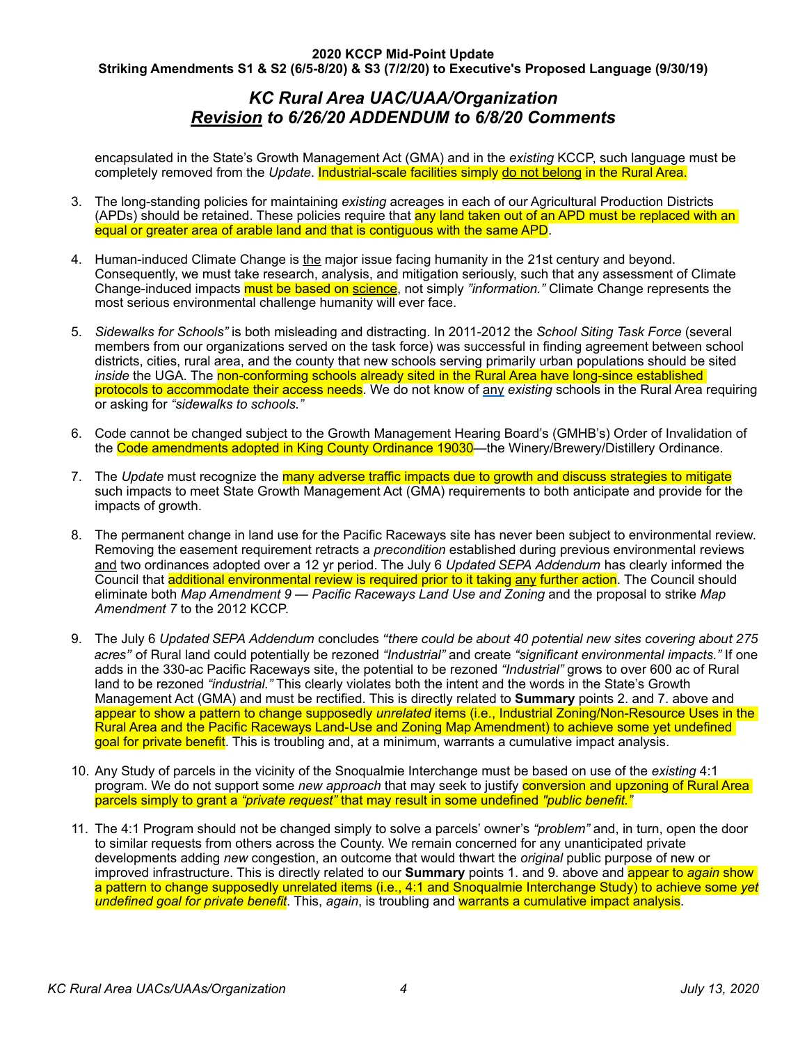**2020 KCCP Mid-Point Update**
**Striking Amendments S1 & S2 (6/5-8/20) & S3 (7/2/20) to Executive's Proposed Language (9/30/19)**

## *KC Rural Area UAC/UAA/Organization*
## ***Revision** to 6/26/20 ADDENDUM to 6/8/20 Comments*

encapsulated in the State's Growth Management Act (GMA) and in the *existing* KCCP, such language must be completely removed from the *Update*. Industrial-scale facilities simply do not belong in the Rural Area.

3. The long-standing policies for maintaining *existing* acreages in each of our Agricultural Production Districts (APDs) should be retained. These policies require that any land taken out of an APD must be replaced with an equal or greater area of arable land and that is contiguous with the same APD.

4. Human-induced Climate Change is the major issue facing humanity in the 21st century and beyond. Consequently, we must take research, analysis, and mitigation seriously, such that any assessment of Climate Change-induced impacts must be based on science, not simply *"information."* Climate Change represents the most serious environmental challenge humanity will ever face.

5. *Sidewalks for Schools"* is both misleading and distracting. In 2011-2012 the *School Siting Task Force* (several members from our organizations served on the task force) was successful in finding agreement between school districts, cities, rural area, and the county that new schools serving primarily urban populations should be sited *inside* the UGA. The non-conforming schools already sited in the Rural Area have long-since established protocols to accommodate their access needs. We do not know of any *existing* schools in the Rural Area requiring or asking for *"sidewalks to schools."*

6. Code cannot be changed subject to the Growth Management Hearing Board's (GMHB's) Order of Invalidation of the Code amendments adopted in King County Ordinance 19030—the Winery/Brewery/Distillery Ordinance.

7. The *Update* must recognize the many adverse traffic impacts due to growth and discuss strategies to mitigate such impacts to meet State Growth Management Act (GMA) requirements to both anticipate and provide for the impacts of growth.

8. The permanent change in land use for the Pacific Raceways site has never been subject to environmental review. Removing the easement requirement retracts a *precondition* established during previous environmental reviews and two ordinances adopted over a 12 yr period. The July 6 *Updated SEPA Addendum* has clearly informed the Council that additional environmental review is required prior to it taking any further action. The Council should eliminate both *Map Amendment 9 — Pacific Raceways Land Use and Zoning* and the proposal to strike *Map Amendment 7* to the 2012 KCCP.

9. The July 6 *Updated SEPA Addendum* concludes *"there could be about 40 potential new sites covering about 275 acres"* of Rural land could potentially be rezoned *"Industrial"* and create *"significant environmental impacts."* If one adds in the 330-ac Pacific Raceways site, the potential to be rezoned *"Industrial"* grows to over 600 ac of Rural land to be rezoned *"industrial."* This clearly violates both the intent and the words in the State's Growth Management Act (GMA) and must be rectified. This is directly related to **Summary** points 2. and 7. above and appear to show a pattern to change supposedly *unrelated* items (i.e., Industrial Zoning/Non-Resource Uses in the Rural Area and the Pacific Raceways Land-Use and Zoning Map Amendment) to achieve some yet undefined goal for private benefit. This is troubling and, at a minimum, warrants a cumulative impact analysis.

10. Any Study of parcels in the vicinity of the Snoqualmie Interchange must be based on use of the *existing* 4:1 program. We do not support some *new approach* that may seek to justify conversion and upzoning of Rural Area parcels simply to grant a *"private request"* that may result in some undefined *"public benefit."*

11. The 4:1 Program should not be changed simply to solve a parcels' owner's *"problem"* and, in turn, open the door to similar requests from others across the County. We remain concerned for any unanticipated private developments adding *new* congestion, an outcome that would thwart the *original* public purpose of new or improved infrastructure. This is directly related to our **Summary** points 1. and 9. above and appear to *again* show a pattern to change supposedly unrelated items (i.e., 4:1 and Snoqualmie Interchange Study) to achieve some *yet undefined goal for private benefit*. This, *again*, is troubling and warrants a cumulative impact analysis.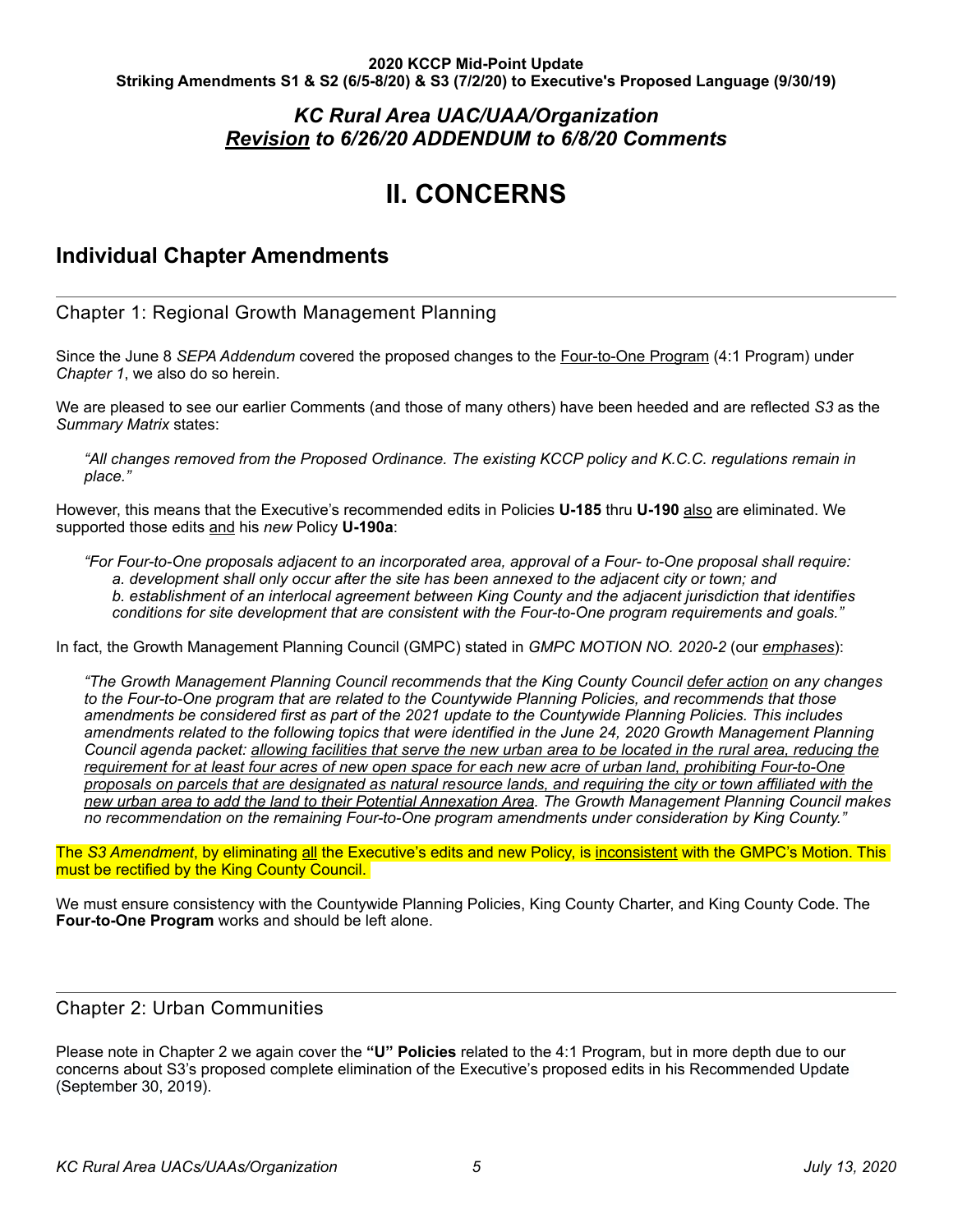**2020 KCCP Mid-Point Update**
**Striking Amendments S1 & S2 (6/5-8/20) & S3 (7/2/20) to Executive's Proposed Language (9/30/19)**

## *KC Rural Area UAC/UAA/Organization*
## *<u>Revision</u> to 6/26/20 ADDENDUM to 6/8/20 Comments*

# II. CONCERNS

## Individual Chapter Amendments

---

### Chapter 1: Regional Growth Management Planning

Since the June 8 *SEPA Addendum* covered the proposed changes to the <u>Four-to-One Program</u> (4:1 Program) under *Chapter 1*, we also do so herein.

We are pleased to see our earlier Comments (and those of many others) have been heeded and are reflected *S3* as the *Summary Matrix* states:

> *"All changes removed from the Proposed Ordinance. The existing KCCP policy and K.C.C. regulations remain in place."*

However, this means that the Executive's recommended edits in Policies **U-185** thru **U-190** <u>also</u> are eliminated. We supported those edits <u>and</u> his *new* Policy **U-190a**:

> *"For Four-to-One proposals adjacent to an incorporated area, approval of a Four- to-One proposal shall require:*
> *a. development shall only occur after the site has been annexed to the adjacent city or town; and*
> *b. establishment of an interlocal agreement between King County and the adjacent jurisdiction that identifies conditions for site development that are consistent with the Four-to-One program requirements and goals."*

In fact, the Growth Management Planning Council (GMPC) stated in *GMPC MOTION NO. 2020-2* (our <u>*emphases*</u>):

> *"The Growth Management Planning Council recommends that the King County Council <u>defer action</u> on any changes to the Four-to-One program that are related to the Countywide Planning Policies, and recommends that those amendments be considered first as part of the 2021 update to the Countywide Planning Policies. This includes amendments related to the following topics that were identified in the June 24, 2020 Growth Management Planning Council agenda packet: <u>allowing facilities that serve the new urban area to be located in the rural area, reducing the requirement for at least four acres of new open space for each new acre of urban land, prohibiting Four-to-One proposals on parcels that are designated as natural resource lands, and requiring the city or town affiliated with the new urban area to add the land to their Potential Annexation Area</u>. The Growth Management Planning Council makes no recommendation on the remaining Four-to-One program amendments under consideration by King County."*

The *S3 Amendment*, by eliminating <u>all</u> the Executive's edits and new Policy, is <u>inconsistent</u> with the GMPC's Motion. This must be rectified by the King County Council.

We must ensure consistency with the Countywide Planning Policies, King County Charter, and King County Code. The **Four-to-One Program** works and should be left alone.

---

### Chapter 2: Urban Communities

Please note in Chapter 2 we again cover the **"U" Policies** related to the 4:1 Program, but in more depth due to our concerns about S3's proposed complete elimination of the Executive's proposed edits in his Recommended Update (September 30, 2019).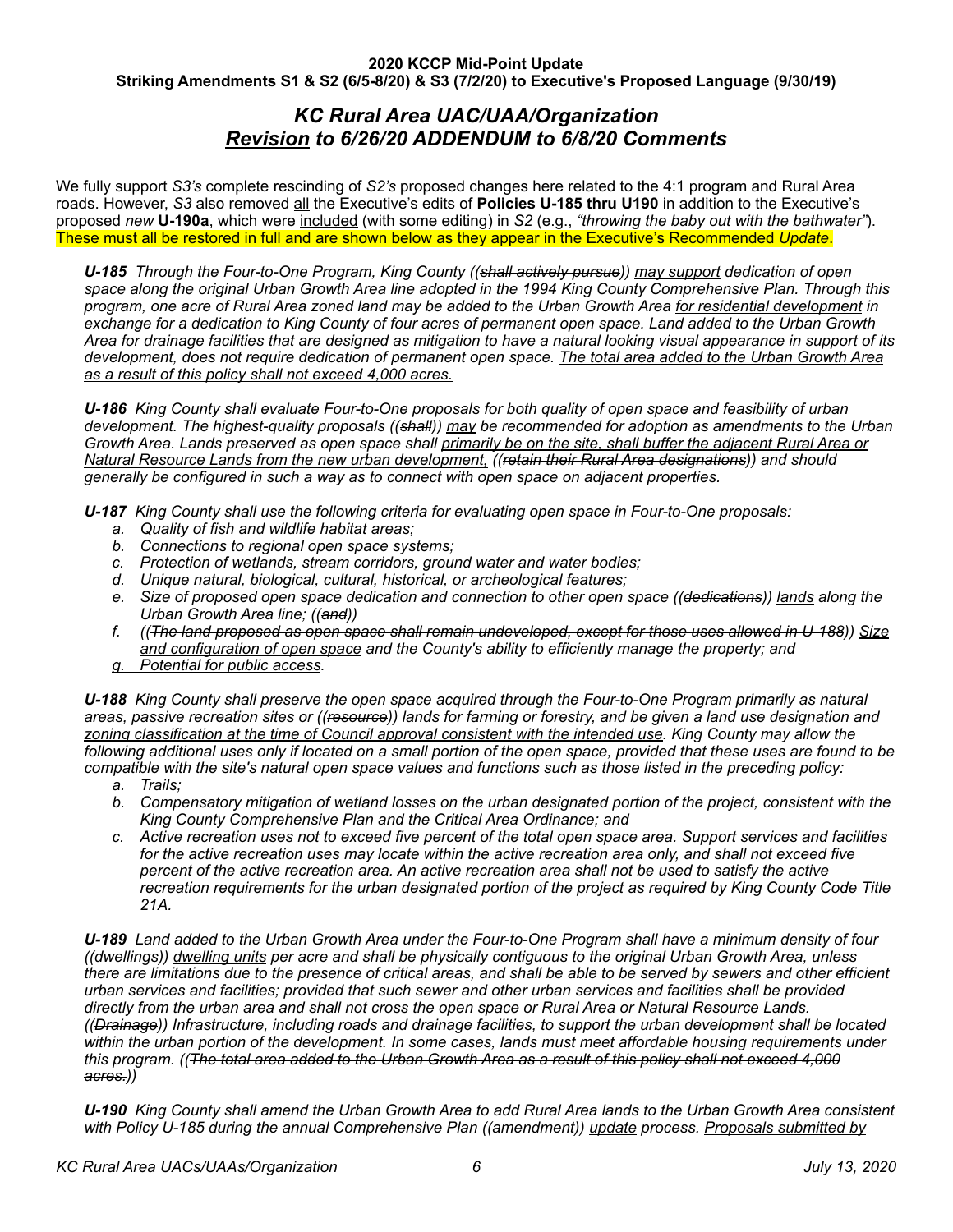## *KC Rural Area UAC/UAA/Organization*
## *<u>Revision</u> to 6/26/20 ADDENDUM to 6/8/20 Comments*

We fully support *S3's* complete rescinding of *S2's* proposed changes here related to the 4:1 program and Rural Area roads. However, *S3* also removed <u>all</u> the Executive's edits of **Policies U-185 thru U190** in addition to the Executive's proposed *new* **U-190a**, which were <u>included</u> (with some editing) in *S2* (e.g., *"throwing the baby out with the bathwater"*). These must all be restored in full and are shown below as they appear in the Executive's Recommended *Update*.

***U-185*** *Through the Four-to-One Program, King County ((~~shall actively pursue~~)) <u>may support</u> dedication of open space along the original Urban Growth Area line adopted in the 1994 King County Comprehensive Plan. Through this program, one acre of Rural Area zoned land may be added to the Urban Growth Area <u>for residential development</u> in exchange for a dedication to King County of four acres of permanent open space. Land added to the Urban Growth Area for drainage facilities that are designed as mitigation to have a natural looking visual appearance in support of its development, does not require dedication of permanent open space. <u>The total area added to the Urban Growth Area as a result of this policy shall not exceed 4,000 acres.</u>*

***U-186*** *King County shall evaluate Four-to-One proposals for both quality of open space and feasibility of urban development. The highest-quality proposals ((~~shall~~)) <u>may</u> be recommended for adoption as amendments to the Urban Growth Area. Lands preserved as open space shall <u>primarily be on the site, shall buffer the adjacent Rural Area or Natural Resource Lands from the new urban development,</u> ((~~retain their Rural Area designations~~)) and should generally be configured in such a way as to connect with open space on adjacent properties.*

***U-187*** *King County shall use the following criteria for evaluating open space in Four-to-One proposals:*

- *a. Quality of fish and wildlife habitat areas;*
- *b. Connections to regional open space systems;*
- *c. Protection of wetlands, stream corridors, ground water and water bodies;*
- *d. Unique natural, biological, cultural, historical, or archeological features;*
- *e. Size of proposed open space dedication and connection to other open space ((~~dedications~~)) <u>lands</u> along the Urban Growth Area line; ((~~and~~))*
- *f. ((~~The land proposed as open space shall remain undeveloped, except for those uses allowed in U-188~~)) <u>Size and configuration of open space</u> and the County's ability to efficiently manage the property; and*
- *<u>g. Potential for public access</u>.*

***U-188*** *King County shall preserve the open space acquired through the Four-to-One Program primarily as natural areas, passive recreation sites or ((~~resource~~)) lands for farming or forestry<u>, and be given a land use designation and zoning classification at the time of Council approval consistent with the intended use</u>. King County may allow the following additional uses only if located on a small portion of the open space, provided that these uses are found to be compatible with the site's natural open space values and functions such as those listed in the preceding policy:*

- *a. Trails;*
- *b. Compensatory mitigation of wetland losses on the urban designated portion of the project, consistent with the King County Comprehensive Plan and the Critical Area Ordinance; and*
- *c. Active recreation uses not to exceed five percent of the total open space area. Support services and facilities for the active recreation uses may locate within the active recreation area only, and shall not exceed five percent of the active recreation area. An active recreation area shall not be used to satisfy the active recreation requirements for the urban designated portion of the project as required by King County Code Title 21A.*

***U-189*** *Land added to the Urban Growth Area under the Four-to-One Program shall have a minimum density of four ((~~dwellings~~)) <u>dwelling units</u> per acre and shall be physically contiguous to the original Urban Growth Area, unless there are limitations due to the presence of critical areas, and shall be able to be served by sewers and other efficient urban services and facilities; provided that such sewer and other urban services and facilities shall be provided directly from the urban area and shall not cross the open space or Rural Area or Natural Resource Lands. ((~~Drainage~~)) <u>Infrastructure, including roads and drainage</u> facilities, to support the urban development shall be located within the urban portion of the development. In some cases, lands must meet affordable housing requirements under this program. ((~~The total area added to the Urban Growth Area as a result of this policy shall not exceed 4,000 acres.~~))*

***U-190*** *King County shall amend the Urban Growth Area to add Rural Area lands to the Urban Growth Area consistent with Policy U-185 during the annual Comprehensive Plan ((~~amendment~~)) <u>update</u> process. <u>Proposals submitted by</u>*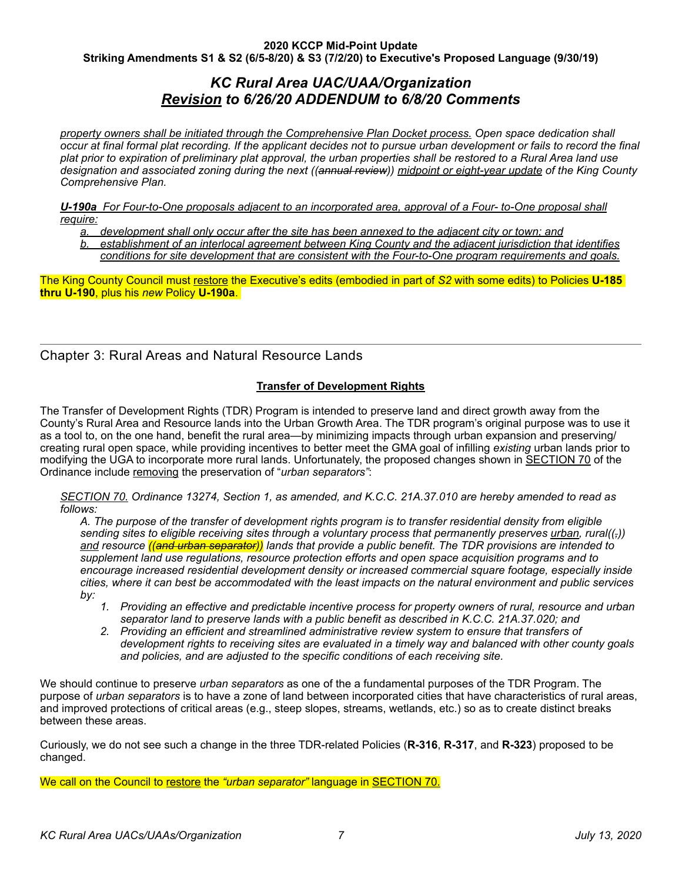*property owners shall be initiated through the Comprehensive Plan Docket process. Open space dedication shall occur at final formal plat recording. If the applicant decides not to pursue urban development or fails to record the final plat prior to expiration of preliminary plat approval, the urban properties shall be restored to a Rural Area land use designation and associated zoning during the next ((~~annual review~~)) midpoint or eight-year update of the King County Comprehensive Plan.*

***U-190a*** *For Four-to-One proposals adjacent to an incorporated area, approval of a Four- to-One proposal shall require:*

*a. development shall only occur after the site has been annexed to the adjacent city or town; and*
*b. establishment of an interlocal agreement between King County and the adjacent jurisdiction that identifies conditions for site development that are consistent with the Four-to-One program requirements and goals.*

The King County Council must restore the Executive's edits (embodied in part of *S2* with some edits) to Policies **U-185 thru U-190**, plus his *new* Policy **U-190a**.

---

## Chapter 3: Rural Areas and Natural Resource Lands

### Transfer of Development Rights

The Transfer of Development Rights (TDR) Program is intended to preserve land and direct growth away from the County's Rural Area and Resource lands into the Urban Growth Area. The TDR program's original purpose was to use it as a tool to, on the one hand, benefit the rural area—by minimizing impacts through urban expansion and preserving/ creating rural open space, while providing incentives to better meet the GMA goal of infilling *existing* urban lands prior to modifying the UGA to incorporate more rural lands. Unfortunately, the proposed changes shown in SECTION 70 of the Ordinance include removing the preservation of "*urban separators"*:

*SECTION 70. Ordinance 13274, Section 1, as amended, and K.C.C. 21A.37.010 are hereby amended to read as follows:*

*A. The purpose of the transfer of development rights program is to transfer residential density from eligible sending sites to eligible receiving sites through a voluntary process that permanently preserves urban, rural((~~,~~)) and resource ((~~and urban separator~~)) lands that provide a public benefit. The TDR provisions are intended to supplement land use regulations, resource protection efforts and open space acquisition programs and to encourage increased residential development density or increased commercial square footage, especially inside cities, where it can best be accommodated with the least impacts on the natural environment and public services by:*

1. *Providing an effective and predictable incentive process for property owners of rural, resource and urban separator land to preserve lands with a public benefit as described in K.C.C. 21A.37.020; and*
2. *Providing an efficient and streamlined administrative review system to ensure that transfers of development rights to receiving sites are evaluated in a timely way and balanced with other county goals and policies, and are adjusted to the specific conditions of each receiving site.*

We should continue to preserve *urban separators* as one of the a fundamental purposes of the TDR Program. The purpose of *urban separators* is to have a zone of land between incorporated cities that have characteristics of rural areas, and improved protections of critical areas (e.g., steep slopes, streams, wetlands, etc.) so as to create distinct breaks between these areas.

Curiously, we do not see such a change in the three TDR-related Policies (**R-316**, **R-317**, and **R-323**) proposed to be changed.

We call on the Council to restore the *"urban separator"* language in SECTION 70.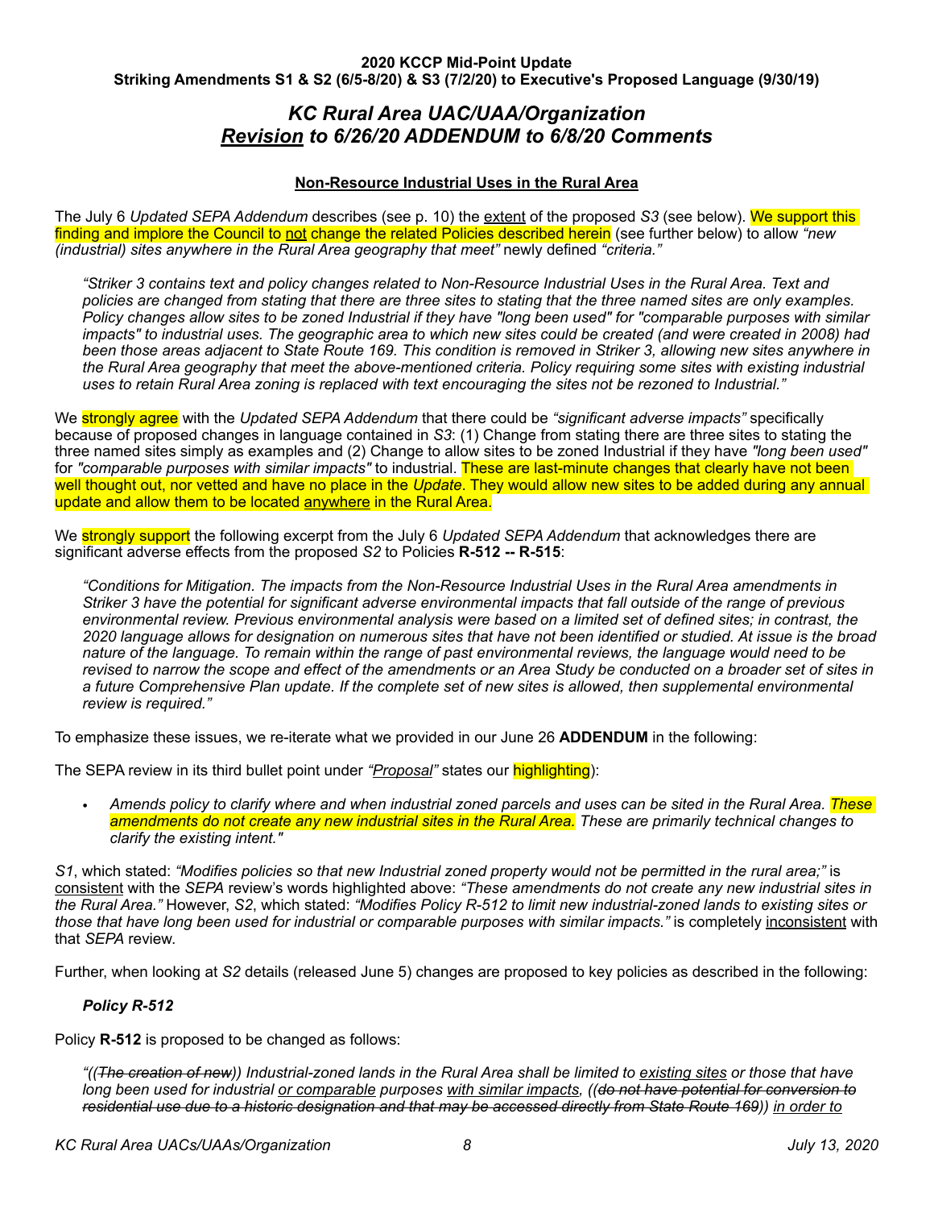**2020 KCCP Mid-Point Update**
**Striking Amendments S1 & S2 (6/5-8/20) & S3 (7/2/20) to Executive's Proposed Language (9/30/19)**

# *KC Rural Area UAC/UAA/Organization <u>Revision</u> to 6/26/20 ADDENDUM to 6/8/20 Comments*

## <u>Non-Resource Industrial Uses in the Rural Area</u>

The July 6 *Updated SEPA Addendum* describes (see p. 10) the <u>extent</u> of the proposed *S3* (see below). We support this finding and implore the Council to <u>not</u> change the related Policies described herein (see further below) to allow *"new (industrial) sites anywhere in the Rural Area geography that meet"* newly defined *"criteria."*

> *"Striker 3 contains text and policy changes related to Non-Resource Industrial Uses in the Rural Area. Text and policies are changed from stating that there are three sites to stating that the three named sites are only examples. Policy changes allow sites to be zoned Industrial if they have "long been used" for "comparable purposes with similar impacts" to industrial uses. The geographic area to which new sites could be created (and were created in 2008) had been those areas adjacent to State Route 169. This condition is removed in Striker 3, allowing new sites anywhere in the Rural Area geography that meet the above-mentioned criteria. Policy requiring some sites with existing industrial uses to retain Rural Area zoning is replaced with text encouraging the sites not be rezoned to Industrial."*

We strongly agree with the *Updated SEPA Addendum* that there could be *"significant adverse impacts"* specifically because of proposed changes in language contained in *S3*: (1) Change from stating there are three sites to stating the three named sites simply as examples and (2) Change to allow sites to be zoned Industrial if they have *"long been used"* for *"comparable purposes with similar impacts"* to industrial. These are last-minute changes that clearly have not been well thought out, nor vetted and have no place in the *Update*. They would allow new sites to be added during any annual update and allow them to be located <u>anywhere</u> in the Rural Area.

We strongly support the following excerpt from the July 6 *Updated SEPA Addendum* that acknowledges there are significant adverse effects from the proposed *S2* to Policies **R-512 -- R-515**:

> *"Conditions for Mitigation. The impacts from the Non-Resource Industrial Uses in the Rural Area amendments in Striker 3 have the potential for significant adverse environmental impacts that fall outside of the range of previous environmental review. Previous environmental analysis were based on a limited set of defined sites; in contrast, the 2020 language allows for designation on numerous sites that have not been identified or studied. At issue is the broad nature of the language. To remain within the range of past environmental reviews, the language would need to be revised to narrow the scope and effect of the amendments or an Area Study be conducted on a broader set of sites in a future Comprehensive Plan update. If the complete set of new sites is allowed, then supplemental environmental review is required."*

To emphasize these issues, we re-iterate what we provided in our June 26 **ADDENDUM** in the following:

The SEPA review in its third bullet point under *"<u>Proposal</u>"* states our highlighting):

- *Amends policy to clarify where and when industrial zoned parcels and uses can be sited in the Rural Area. These amendments do not create any new industrial sites in the Rural Area. These are primarily technical changes to clarify the existing intent."*

*S1*, which stated: *"Modifies policies so that new Industrial zoned property would not be permitted in the rural area;"* is <u>consistent</u> with the *SEPA* review's words highlighted above: *"These amendments do not create any new industrial sites in the Rural Area."* However, *S2*, which stated: *"Modifies Policy R-512 to limit new industrial-zoned lands to existing sites or those that have long been used for industrial or comparable purposes with similar impacts."* is completely <u>inconsistent</u> with that *SEPA* review.

Further, when looking at *S2* details (released June 5) changes are proposed to key policies as described in the following:

### *Policy R-512*

Policy **R-512** is proposed to be changed as follows:

> *"((~~The creation of new~~)) Industrial-zoned lands in the Rural Area shall be limited to <u>existing sites</u> or those that have long been used for industrial <u>or comparable</u> purposes <u>with similar impacts</u>, ((~~do not have potential for conversion to residential use due to a historic designation and that may be accessed directly from State Route 169~~)) <u>in order to</u>*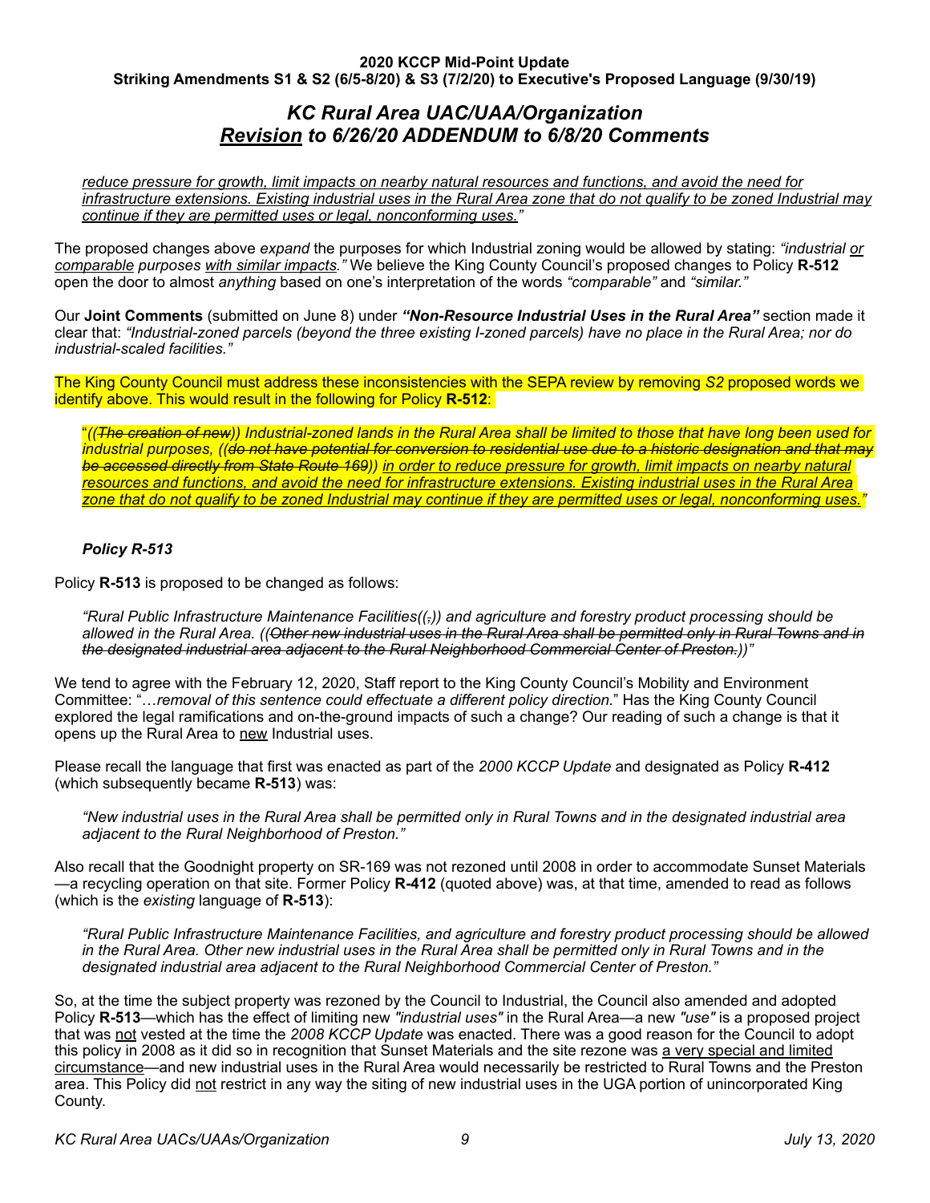## KC Rural Area UAC/UAA/Organization
## <u>Revision</u> to 6/26/20 ADDENDUM to 6/8/20 Comments

> <u>*reduce pressure for growth, limit impacts on nearby natural resources and functions, and avoid the need for infrastructure extensions. Existing industrial uses in the Rural Area zone that do not qualify to be zoned Industrial may continue if they are permitted uses or legal, nonconforming uses.*</u>*"*

The proposed changes above *expand* the purposes for which Industrial zoning would be allowed by stating: *"industrial <u>or comparable</u> purposes <u>with similar impacts</u>."* We believe the King County Council's proposed changes to Policy **R-512** open the door to almost *anything* based on one's interpretation of the words *"comparable"* and *"similar."*

Our **Joint Comments** (submitted on June 8) under ***"Non-Resource Industrial Uses in the Rural Area"*** section made it clear that: *"Industrial-zoned parcels (beyond the three existing I-zoned parcels) have no place in the Rural Area; nor do industrial-scaled facilities."*

The King County Council must address these inconsistencies with the SEPA review by removing *S2* proposed words we identify above. This would result in the following for Policy **R-512**:

> "*((~~The creation of new~~)) Industrial-zoned lands in the Rural Area shall be limited to those that have long been used for industrial purposes, ((~~do not have potential for conversion to residential use due to a historic designation and that may be accessed directly from State Route 169~~)) <u>in order to reduce pressure for growth, limit impacts on nearby natural resources and functions, and avoid the need for infrastructure extensions. Existing industrial uses in the Rural Area zone that do not qualify to be zoned Industrial may continue if they are permitted uses or legal, nonconforming uses.</u>"*

### *Policy R-513*

Policy **R-513** is proposed to be changed as follows:

> *"Rural Public Infrastructure Maintenance Facilities((~~,~~)) and agriculture and forestry product processing should be allowed in the Rural Area. ((~~Other new industrial uses in the Rural Area shall be permitted only in Rural Towns and in the designated industrial area adjacent to the Rural Neighborhood Commercial Center of Preston.~~))"*

We tend to agree with the February 12, 2020, Staff report to the King County Council's Mobility and Environment Committee: "…*removal of this sentence could effectuate a different policy direction.*" Has the King County Council explored the legal ramifications and on-the-ground impacts of such a change? Our reading of such a change is that it opens up the Rural Area to <u>new</u> Industrial uses.

Please recall the language that first was enacted as part of the *2000 KCCP Update* and designated as Policy **R-412** (which subsequently became **R-513**) was:

> *"New industrial uses in the Rural Area shall be permitted only in Rural Towns and in the designated industrial area adjacent to the Rural Neighborhood of Preston."*

Also recall that the Goodnight property on SR-169 was not rezoned until 2008 in order to accommodate Sunset Materials—a recycling operation on that site. Former Policy **R-412** (quoted above) was, at that time, amended to read as follows (which is the *existing* language of **R-513**):

> *"Rural Public Infrastructure Maintenance Facilities, and agriculture and forestry product processing should be allowed in the Rural Area. Other new industrial uses in the Rural Area shall be permitted only in Rural Towns and in the designated industrial area adjacent to the Rural Neighborhood Commercial Center of Preston."*

So, at the time the subject property was rezoned by the Council to Industrial, the Council also amended and adopted Policy **R-513**—which has the effect of limiting new *"industrial uses"* in the Rural Area—a new *"use"* is a proposed project that was <u>not</u> vested at the time the *2008 KCCP Update* was enacted. There was a good reason for the Council to adopt this policy in 2008 as it did so in recognition that Sunset Materials and the site rezone was <u>a very special and limited circumstance</u>—and new industrial uses in the Rural Area would necessarily be restricted to Rural Towns and the Preston area. This Policy did <u>not</u> restrict in any way the siting of new industrial uses in the UGA portion of unincorporated King County.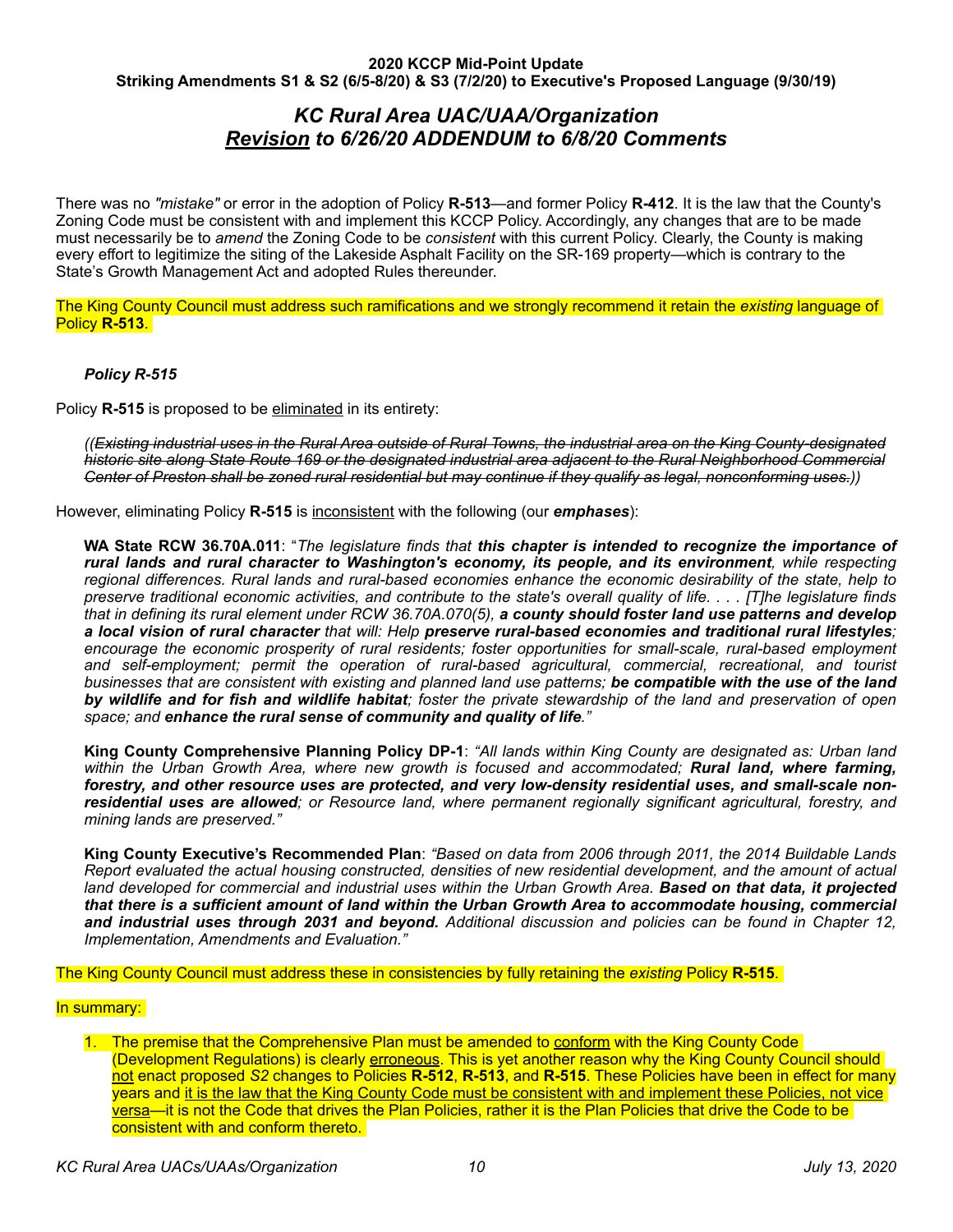**2020 KCCP Mid-Point Update**
**Striking Amendments S1 & S2 (6/5-8/20) & S3 (7/2/20) to Executive's Proposed Language (9/30/19)**

## *KC Rural Area UAC/UAA/Organization*
## *<u>Revision</u> to 6/26/20 ADDENDUM to 6/8/20 Comments*

There was no *"mistake"* or error in the adoption of Policy **R-513**—and former Policy **R-412**. It is the law that the County's Zoning Code must be consistent with and implement this KCCP Policy. Accordingly, any changes that are to be made must necessarily be to *amend* the Zoning Code to be *consistent* with this current Policy. Clearly, the County is making every effort to legitimize the siting of the Lakeside Asphalt Facility on the SR-169 property—which is contrary to the State's Growth Management Act and adopted Rules thereunder.

The King County Council must address such ramifications and we strongly recommend it retain the *existing* language of Policy **R-513**.

### *Policy R-515*

Policy **R-515** is proposed to be <u>eliminated</u> in its entirety:

> *((~~Existing industrial uses in the Rural Area outside of Rural Towns, the industrial area on the King County-designated historic site along State Route 169 or the designated industrial area adjacent to the Rural Neighborhood Commercial Center of Preston shall be zoned rural residential but may continue if they qualify as legal, nonconforming uses.~~))*

However, eliminating Policy **R-515** is <u>inconsistent</u> with the following (our ***emphases***):

> **WA State RCW 36.70A.011**: "*The legislature finds that **this chapter is intended to recognize the importance of rural lands and rural character to Washington's economy, its people, and its environment**, while respecting regional differences. Rural lands and rural-based economies enhance the economic desirability of the state, help to preserve traditional economic activities, and contribute to the state's overall quality of life. . . . [T]he legislature finds that in defining its rural element under RCW 36.70A.070(5), **a county should foster land use patterns and develop a local vision of rural character** that will: Help **preserve rural-based economies and traditional rural lifestyles**; encourage the economic prosperity of rural residents; foster opportunities for small-scale, rural-based employment and self-employment; permit the operation of rural-based agricultural, commercial, recreational, and tourist businesses that are consistent with existing and planned land use patterns; **be compatible with the use of the land by wildlife and for fish and wildlife habitat**; foster the private stewardship of the land and preservation of open space; and **enhance the rural sense of community and quality of life**."*

> **King County Comprehensive Planning Policy DP-1**: *"All lands within King County are designated as: Urban land within the Urban Growth Area, where new growth is focused and accommodated; **Rural land, where farming, forestry, and other resource uses are protected, and very low-density residential uses, and small-scale non-residential uses are allowed**; or Resource land, where permanent regionally significant agricultural, forestry, and mining lands are preserved."*

> **King County Executive's Recommended Plan**: *"Based on data from 2006 through 2011, the 2014 Buildable Lands Report evaluated the actual housing constructed, densities of new residential development, and the amount of actual land developed for commercial and industrial uses within the Urban Growth Area. **Based on that data, it projected that there is a sufficient amount of land within the Urban Growth Area to accommodate housing, commercial and industrial uses through 2031 and beyond.** Additional discussion and policies can be found in Chapter 12, Implementation, Amendments and Evaluation."*

The King County Council must address these in consistencies by fully retaining the *existing* Policy **R-515**.

In summary:

1. The premise that the Comprehensive Plan must be amended to <u>conform</u> with the King County Code (Development Regulations) is clearly <u>erroneous</u>. This is yet another reason why the King County Council should <u>not</u> enact proposed *S2* changes to Policies **R-512**, **R-513**, and **R-515**. These Policies have been in effect for many years and <u>it is the law that the King County Code must be consistent with and implement these Policies, not vice versa</u>—it is not the Code that drives the Plan Policies, rather it is the Plan Policies that drive the Code to be consistent with and conform thereto.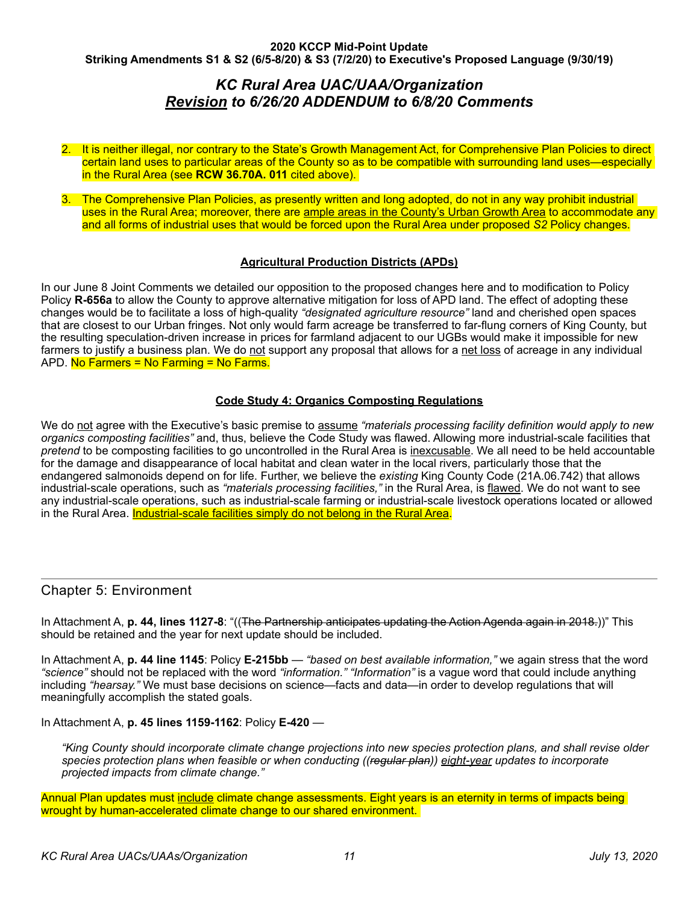**2020 KCCP Mid-Point Update**
**Striking Amendments S1 & S2 (6/5-8/20) & S3 (7/2/20) to Executive's Proposed Language (9/30/19)**

# *KC Rural Area UAC/UAA/Organization* *<u>Revision</u> to 6/26/20 ADDENDUM to 6/8/20 Comments*

2. It is neither illegal, nor contrary to the State's Growth Management Act, for Comprehensive Plan Policies to direct certain land uses to particular areas of the County so as to be compatible with surrounding land uses—especially in the Rural Area (see **RCW 36.70A. 011** cited above).

3. The Comprehensive Plan Policies, as presently written and long adopted, do not in any way prohibit industrial uses in the Rural Area; moreover, there are <u>ample areas in the County's Urban Growth Area</u> to accommodate any and all forms of industrial uses that would be forced upon the Rural Area under proposed *S2* Policy changes.

### <u>Agricultural Production Districts (APDs)</u>

In our June 8 Joint Comments we detailed our opposition to the proposed changes here and to modification to Policy Policy **R-656a** to allow the County to approve alternative mitigation for loss of APD land. The effect of adopting these changes would be to facilitate a loss of high-quality *"designated agriculture resource"* land and cherished open spaces that are closest to our Urban fringes. Not only would farm acreage be transferred to far-flung corners of King County, but the resulting speculation-driven increase in prices for farmland adjacent to our UGBs would make it impossible for new farmers to justify a business plan. We do <u>not</u> support any proposal that allows for a <u>net loss</u> of acreage in any individual APD. No Farmers = No Farming = No Farms.

### <u>Code Study 4: Organics Composting Regulations</u>

We do <u>not</u> agree with the Executive's basic premise to <u>assume</u> *"materials processing facility definition would apply to new organics composting facilities"* and, thus, believe the Code Study was flawed. Allowing more industrial-scale facilities that *pretend* to be composting facilities to go uncontrolled in the Rural Area is <u>inexcusable</u>. We all need to be held accountable for the damage and disappearance of local habitat and clean water in the local rivers, particularly those that the endangered salmonoids depend on for life. Further, we believe the *existing* King County Code (21A.06.742) that allows industrial-scale operations, such as *"materials processing facilities,"* in the Rural Area, is <u>flawed</u>. We do not want to see any industrial-scale operations, such as industrial-scale farming or industrial-scale livestock operations located or allowed in the Rural Area. <u>Industrial-scale facilities simply do not belong in the Rural Area</u>.

---

## Chapter 5: Environment

In Attachment A, **p. 44, lines 1127-8**: "((~~The Partnership anticipates updating the Action Agenda again in 2018.~~))" This should be retained and the year for next update should be included.

In Attachment A, **p. 44 line 1145**: Policy **E-215bb** — *"based on best available information,"* we again stress that the word *"science"* should not be replaced with the word *"information." "Information"* is a vague word that could include anything including *"hearsay."* We must base decisions on science—facts and data—in order to develop regulations that will meaningfully accomplish the stated goals.

In Attachment A, **p. 45 lines 1159-1162**: Policy **E-420** —

> *"King County should incorporate climate change projections into new species protection plans, and shall revise older species protection plans when feasible or when conducting ((~~regular plan~~)) <u>eight-year</u> updates to incorporate projected impacts from climate change."*

Annual Plan updates must <u>include</u> climate change assessments. Eight years is an eternity in terms of impacts being wrought by human-accelerated climate change to our shared environment.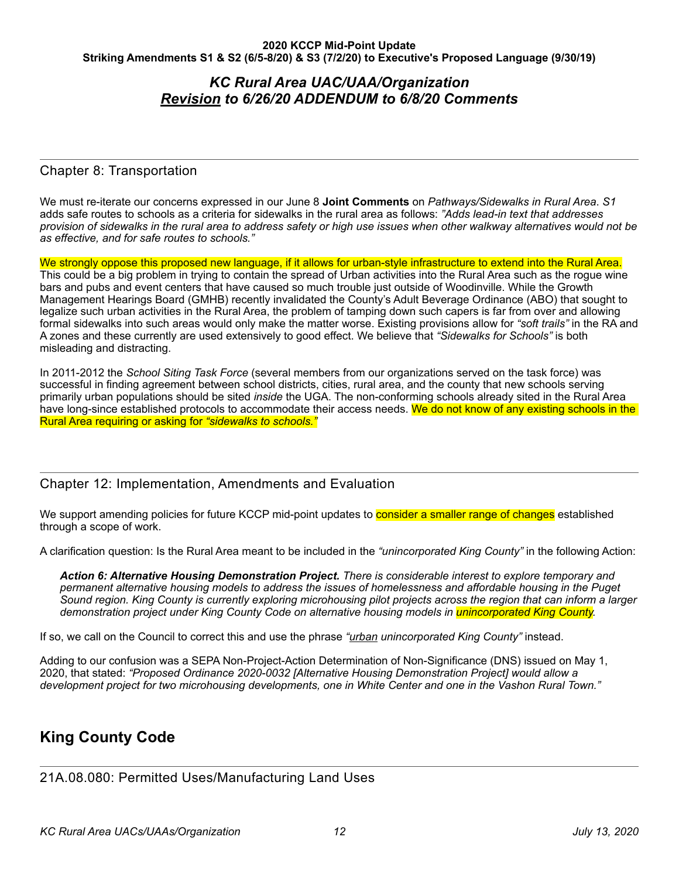**2020 KCCP Mid-Point Update**
**Striking Amendments S1 & S2 (6/5-8/20) & S3 (7/2/20) to Executive's Proposed Language (9/30/19)**

## *KC Rural Area UAC/UAA/Organization <u>Revision</u> to 6/26/20 ADDENDUM to 6/8/20 Comments*

---

### Chapter 8: Transportation

We must re-iterate our concerns expressed in our June 8 **Joint Comments** on *Pathways/Sidewalks in Rural Area. S1* adds safe routes to schools as a criteria for sidewalks in the rural area as follows: *"Adds lead-in text that addresses provision of sidewalks in the rural area to address safety or high use issues when other walkway alternatives would not be as effective, and for safe routes to schools."*

We strongly oppose this proposed new language, if it allows for urban-style infrastructure to extend into the Rural Area. This could be a big problem in trying to contain the spread of Urban activities into the Rural Area such as the rogue wine bars and pubs and event centers that have caused so much trouble just outside of Woodinville. While the Growth Management Hearings Board (GMHB) recently invalidated the County's Adult Beverage Ordinance (ABO) that sought to legalize such urban activities in the Rural Area, the problem of tamping down such capers is far from over and allowing formal sidewalks into such areas would only make the matter worse. Existing provisions allow for *"soft trails"* in the RA and A zones and these currently are used extensively to good effect. We believe that *"Sidewalks for Schools"* is both misleading and distracting.

In 2011-2012 the *School Siting Task Force* (several members from our organizations served on the task force) was successful in finding agreement between school districts, cities, rural area, and the county that new schools serving primarily urban populations should be sited *inside* the UGA. The non-conforming schools already sited in the Rural Area have long-since established protocols to accommodate their access needs. We do not know of any existing schools in the Rural Area requiring or asking for *"sidewalks to schools."*

---

### Chapter 12: Implementation, Amendments and Evaluation

We support amending policies for future KCCP mid-point updates to consider a smaller range of changes established through a scope of work.

A clarification question: Is the Rural Area meant to be included in the *"unincorporated King County"* in the following Action:

> ***Action 6: Alternative Housing Demonstration Project.*** *There is considerable interest to explore temporary and permanent alternative housing models to address the issues of homelessness and affordable housing in the Puget Sound region. King County is currently exploring microhousing pilot projects across the region that can inform a larger demonstration project under King County Code on alternative housing models in unincorporated King County.*

If so, we call on the Council to correct this and use the phrase *"<u>urban</u> unincorporated King County"* instead.

Adding to our confusion was a SEPA Non-Project-Action Determination of Non-Significance (DNS) issued on May 1, 2020, that stated: *"Proposed Ordinance 2020-0032 [Alternative Housing Demonstration Project] would allow a development project for two microhousing developments, one in White Center and one in the Vashon Rural Town."*

## King County Code

---

### 21A.08.080: Permitted Uses/Manufacturing Land Uses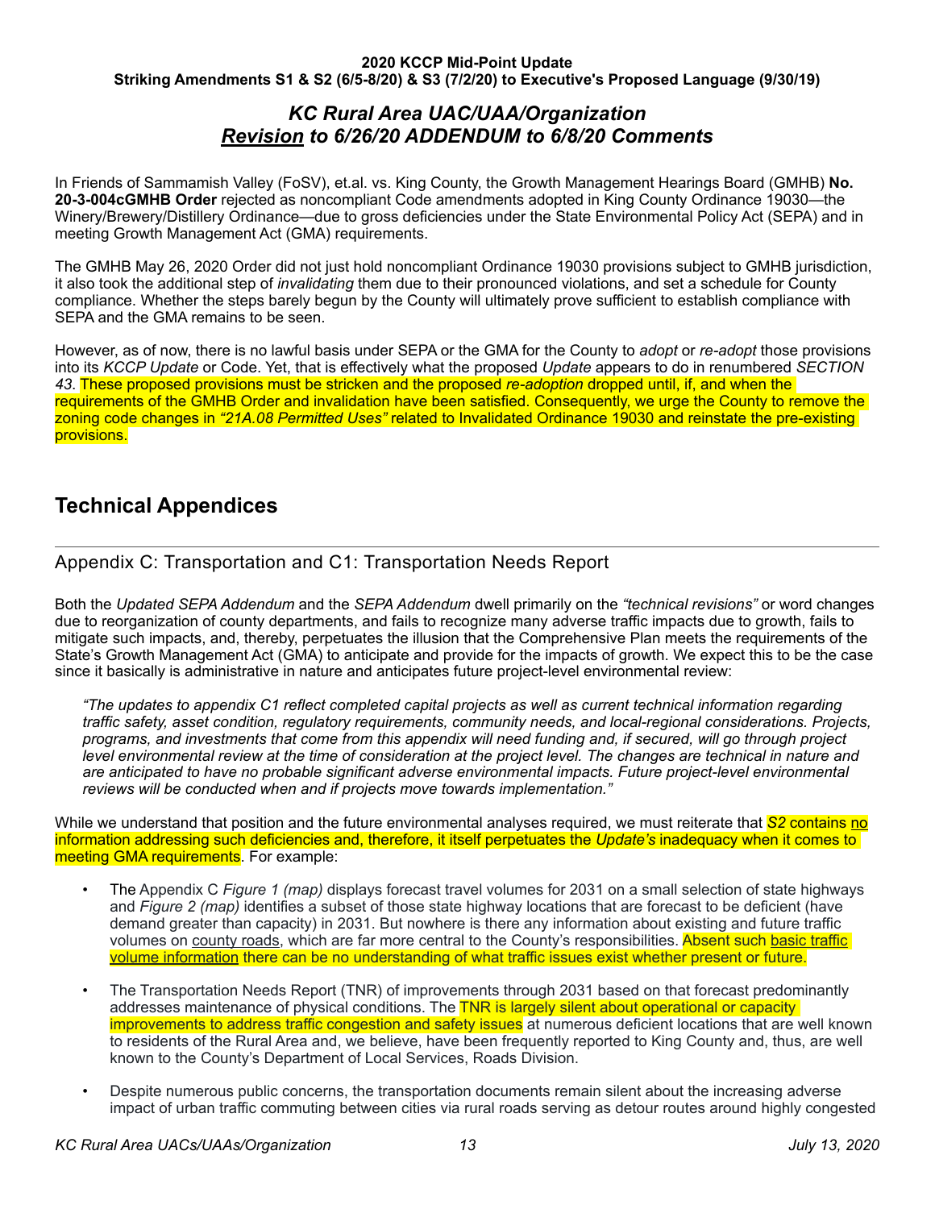**2020 KCCP Mid-Point Update**
**Striking Amendments S1 & S2 (6/5-8/20) & S3 (7/2/20) to Executive's Proposed Language (9/30/19)**

## *KC Rural Area UAC/UAA/Organization* *<u>Revision</u> to 6/26/20 ADDENDUM to 6/8/20 Comments*

In Friends of Sammamish Valley (FoSV), et.al. vs. King County, the Growth Management Hearings Board (GMHB) **No. 20-3-004cGMHB Order** rejected as noncompliant Code amendments adopted in King County Ordinance 19030—the Winery/Brewery/Distillery Ordinance—due to gross deficiencies under the State Environmental Policy Act (SEPA) and in meeting Growth Management Act (GMA) requirements.

The GMHB May 26, 2020 Order did not just hold noncompliant Ordinance 19030 provisions subject to GMHB jurisdiction, it also took the additional step of *invalidating* them due to their pronounced violations, and set a schedule for County compliance. Whether the steps barely begun by the County will ultimately prove sufficient to establish compliance with SEPA and the GMA remains to be seen.

However, as of now, there is no lawful basis under SEPA or the GMA for the County to *adopt* or *re-adopt* those provisions into its *KCCP Update* or Code. Yet, that is effectively what the proposed *Update* appears to do in renumbered *SECTION 43*. These proposed provisions must be stricken and the proposed *re-adoption* dropped until, if, and when the requirements of the GMHB Order and invalidation have been satisfied. Consequently, we urge the County to remove the zoning code changes in *"21A.08 Permitted Uses"* related to Invalidated Ordinance 19030 and reinstate the pre-existing provisions.

# Technical Appendices

## Appendix C: Transportation and C1: Transportation Needs Report

Both the *Updated SEPA Addendum* and the *SEPA Addendum* dwell primarily on the *"technical revisions"* or word changes due to reorganization of county departments, and fails to recognize many adverse traffic impacts due to growth, fails to mitigate such impacts, and, thereby, perpetuates the illusion that the Comprehensive Plan meets the requirements of the State's Growth Management Act (GMA) to anticipate and provide for the impacts of growth. We expect this to be the case since it basically is administrative in nature and anticipates future project-level environmental review:

> *"The updates to appendix C1 reflect completed capital projects as well as current technical information regarding traffic safety, asset condition, regulatory requirements, community needs, and local-regional considerations. Projects, programs, and investments that come from this appendix will need funding and, if secured, will go through project level environmental review at the time of consideration at the project level. The changes are technical in nature and are anticipated to have no probable significant adverse environmental impacts. Future project-level environmental reviews will be conducted when and if projects move towards implementation."*

While we understand that position and the future environmental analyses required, we must reiterate that *S2* contains <u>no</u> information addressing such deficiencies and, therefore, it itself perpetuates the *Update's* inadequacy when it comes to meeting GMA requirements. For example:

- The Appendix C *Figure 1 (map)* displays forecast travel volumes for 2031 on a small selection of state highways and *Figure 2 (map)* identifies a subset of those state highway locations that are forecast to be deficient (have demand greater than capacity) in 2031. But nowhere is there any information about existing and future traffic volumes on <u>county roads</u>, which are far more central to the County's responsibilities. Absent such <u>basic traffic volume information</u> there can be no understanding of what traffic issues exist whether present or future.
- The Transportation Needs Report (TNR) of improvements through 2031 based on that forecast predominantly addresses maintenance of physical conditions. The TNR is largely silent about operational or capacity improvements to address traffic congestion and safety issues at numerous deficient locations that are well known to residents of the Rural Area and, we believe, have been frequently reported to King County and, thus, are well known to the County's Department of Local Services, Roads Division.
- Despite numerous public concerns, the transportation documents remain silent about the increasing adverse impact of urban traffic commuting between cities via rural roads serving as detour routes around highly congested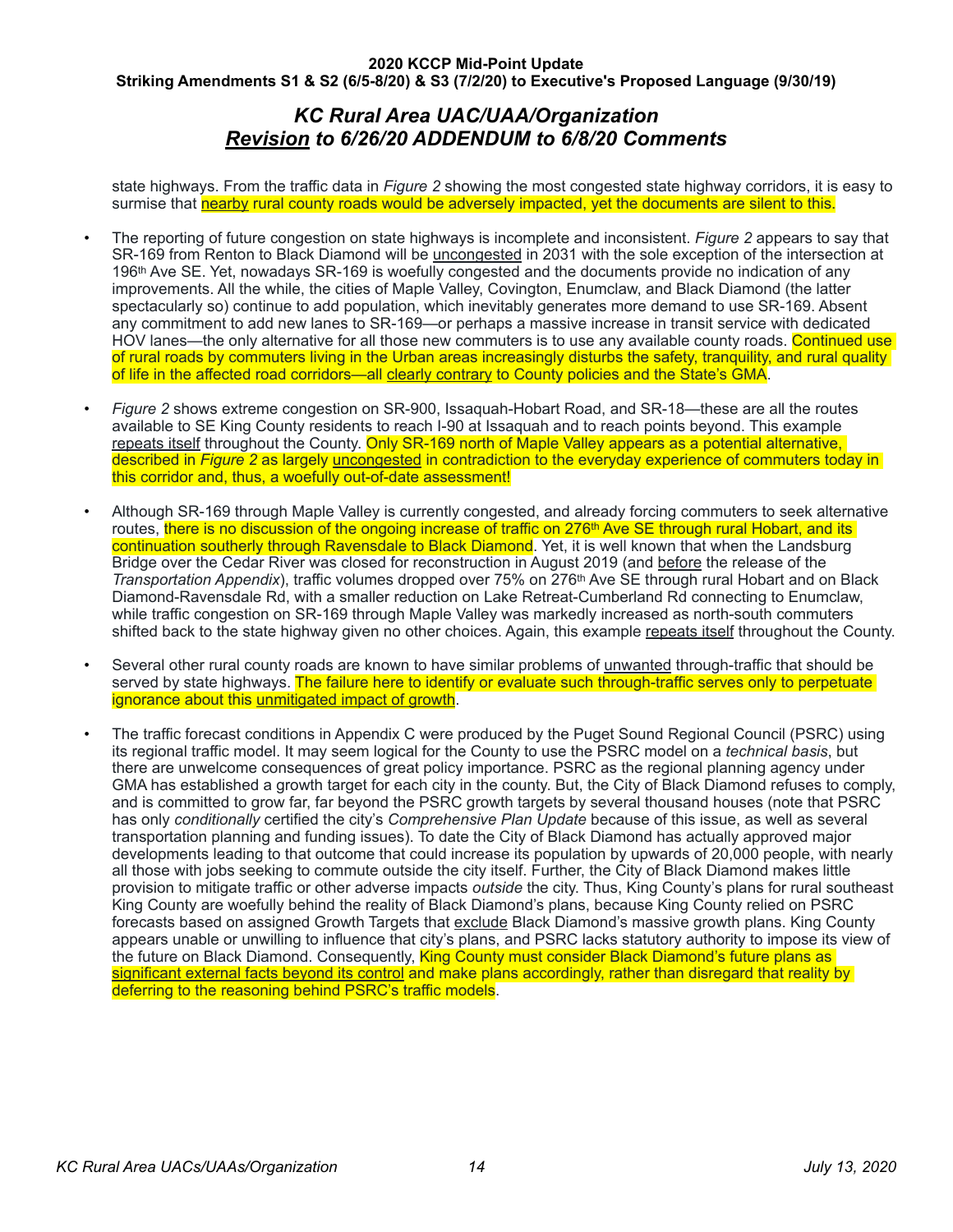state highways. From the traffic data in *Figure 2* showing the most congested state highway corridors, it is easy to surmise that nearby rural county roads would be adversely impacted, yet the documents are silent to this.

- The reporting of future congestion on state highways is incomplete and inconsistent. *Figure 2* appears to say that SR-169 from Renton to Black Diamond will be uncongested in 2031 with the sole exception of the intersection at 196th Ave SE. Yet, nowadays SR-169 is woefully congested and the documents provide no indication of any improvements. All the while, the cities of Maple Valley, Covington, Enumclaw, and Black Diamond (the latter spectacularly so) continue to add population, which inevitably generates more demand to use SR-169. Absent any commitment to add new lanes to SR-169—or perhaps a massive increase in transit service with dedicated HOV lanes—the only alternative for all those new commuters is to use any available county roads. Continued use of rural roads by commuters living in the Urban areas increasingly disturbs the safety, tranquility, and rural quality of life in the affected road corridors—all clearly contrary to County policies and the State's GMA.

- *Figure 2* shows extreme congestion on SR-900, Issaquah-Hobart Road, and SR-18—these are all the routes available to SE King County residents to reach I-90 at Issaquah and to reach points beyond. This example repeats itself throughout the County. Only SR-169 north of Maple Valley appears as a potential alternative, described in *Figure 2* as largely uncongested in contradiction to the everyday experience of commuters today in this corridor and, thus, a woefully out-of-date assessment!

- Although SR-169 through Maple Valley is currently congested, and already forcing commuters to seek alternative routes, there is no discussion of the ongoing increase of traffic on 276th Ave SE through rural Hobart, and its continuation southerly through Ravensdale to Black Diamond. Yet, it is well known that when the Landsburg Bridge over the Cedar River was closed for reconstruction in August 2019 (and before the release of the *Transportation Appendix*), traffic volumes dropped over 75% on 276th Ave SE through rural Hobart and on Black Diamond-Ravensdale Rd, with a smaller reduction on Lake Retreat-Cumberland Rd connecting to Enumclaw, while traffic congestion on SR-169 through Maple Valley was markedly increased as north-south commuters shifted back to the state highway given no other choices. Again, this example repeats itself throughout the County.

- Several other rural county roads are known to have similar problems of unwanted through-traffic that should be served by state highways. The failure here to identify or evaluate such through-traffic serves only to perpetuate ignorance about this unmitigated impact of growth.

- The traffic forecast conditions in Appendix C were produced by the Puget Sound Regional Council (PSRC) using its regional traffic model. It may seem logical for the County to use the PSRC model on a *technical basis*, but there are unwelcome consequences of great policy importance. PSRC as the regional planning agency under GMA has established a growth target for each city in the county. But, the City of Black Diamond refuses to comply, and is committed to grow far, far beyond the PSRC growth targets by several thousand houses (note that PSRC has only *conditionally* certified the city's *Comprehensive Plan Update* because of this issue, as well as several transportation planning and funding issues). To date the City of Black Diamond has actually approved major developments leading to that outcome that could increase its population by upwards of 20,000 people, with nearly all those with jobs seeking to commute outside the city itself. Further, the City of Black Diamond makes little provision to mitigate traffic or other adverse impacts *outside* the city. Thus, King County's plans for rural southeast King County are woefully behind the reality of Black Diamond's plans, because King County relied on PSRC forecasts based on assigned Growth Targets that exclude Black Diamond's massive growth plans. King County appears unable or unwilling to influence that city's plans, and PSRC lacks statutory authority to impose its view of the future on Black Diamond. Consequently, King County must consider Black Diamond's future plans as significant external facts beyond its control and make plans accordingly, rather than disregard that reality by deferring to the reasoning behind PSRC's traffic models.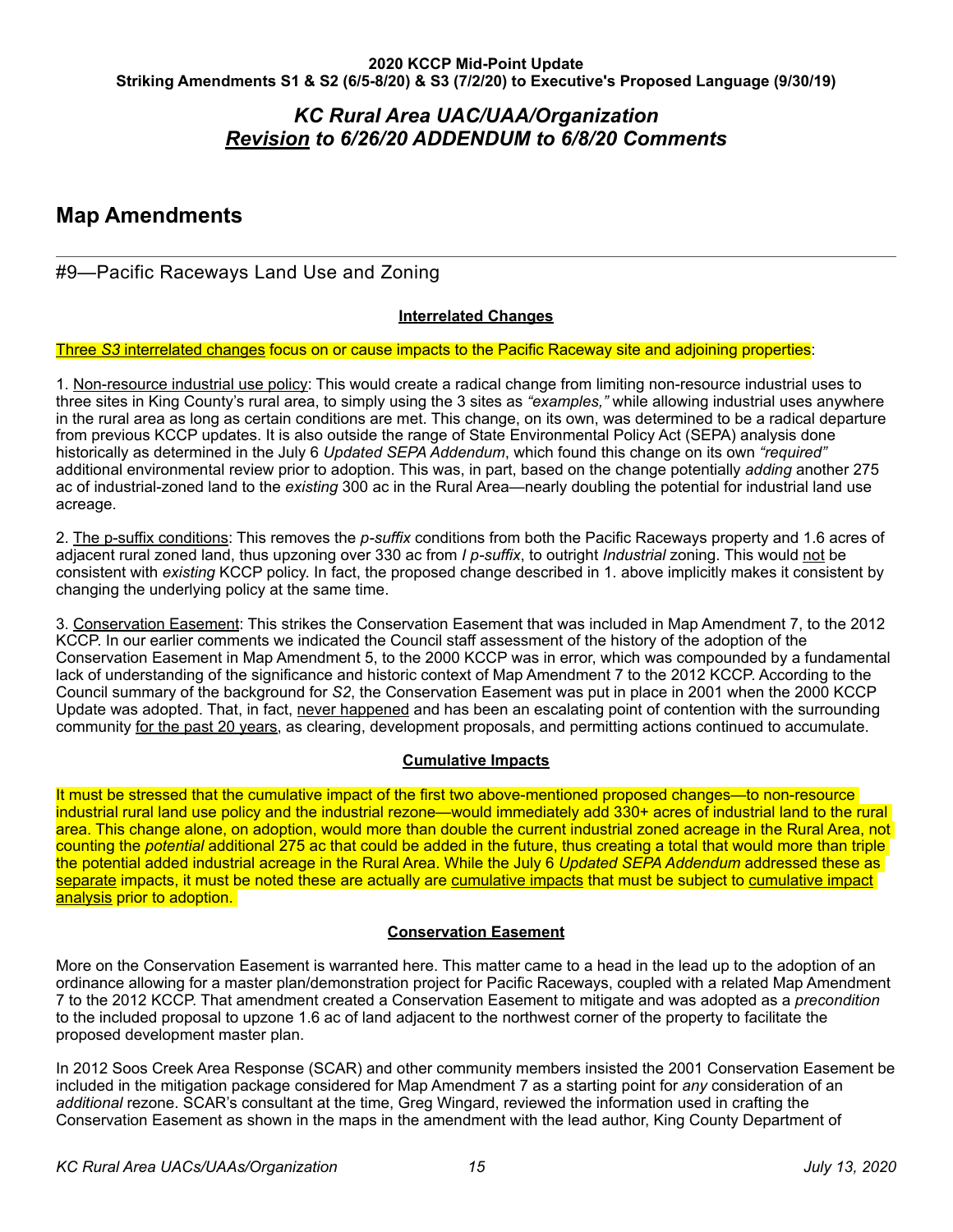**2020 KCCP Mid-Point Update**
**Striking Amendments S1 & S2 (6/5-8/20) & S3 (7/2/20) to Executive's Proposed Language (9/30/19)**

## *KC Rural Area UAC/UAA/Organization*
## *Revision to 6/26/20 ADDENDUM to 6/8/20 Comments*

# Map Amendments

## #9—Pacific Raceways Land Use and Zoning

**Interrelated Changes**

Three *S3* interrelated changes focus on or cause impacts to the Pacific Raceway site and adjoining properties:

1. Non-resource industrial use policy: This would create a radical change from limiting non-resource industrial uses to three sites in King County's rural area, to simply using the 3 sites as *"examples,"* while allowing industrial uses anywhere in the rural area as long as certain conditions are met. This change, on its own, was determined to be a radical departure from previous KCCP updates. It is also outside the range of State Environmental Policy Act (SEPA) analysis done historically as determined in the July 6 *Updated SEPA Addendum*, which found this change on its own *"required"* additional environmental review prior to adoption. This was, in part, based on the change potentially *adding* another 275 ac of industrial-zoned land to the *existing* 300 ac in the Rural Area—nearly doubling the potential for industrial land use acreage.

2. The p-suffix conditions: This removes the *p-suffix* conditions from both the Pacific Raceways property and 1.6 acres of adjacent rural zoned land, thus upzoning over 330 ac from *I p-suffix*, to outright *Industrial* zoning. This would not be consistent with *existing* KCCP policy. In fact, the proposed change described in 1. above implicitly makes it consistent by changing the underlying policy at the same time.

3. Conservation Easement: This strikes the Conservation Easement that was included in Map Amendment 7, to the 2012 KCCP. In our earlier comments we indicated the Council staff assessment of the history of the adoption of the Conservation Easement in Map Amendment 5, to the 2000 KCCP was in error, which was compounded by a fundamental lack of understanding of the significance and historic context of Map Amendment 7 to the 2012 KCCP. According to the Council summary of the background for *S2*, the Conservation Easement was put in place in 2001 when the 2000 KCCP Update was adopted. That, in fact, never happened and has been an escalating point of contention with the surrounding community for the past 20 years, as clearing, development proposals, and permitting actions continued to accumulate.

**Cumulative Impacts**

It must be stressed that the cumulative impact of the first two above-mentioned proposed changes—to non-resource industrial rural land use policy and the industrial rezone—would immediately add 330+ acres of industrial land to the rural area. This change alone, on adoption, would more than double the current industrial zoned acreage in the Rural Area, not counting the *potential* additional 275 ac that could be added in the future, thus creating a total that would more than triple the potential added industrial acreage in the Rural Area. While the July 6 *Updated SEPA Addendum* addressed these as separate impacts, it must be noted these are actually are cumulative impacts that must be subject to cumulative impact analysis prior to adoption.

**Conservation Easement**

More on the Conservation Easement is warranted here. This matter came to a head in the lead up to the adoption of an ordinance allowing for a master plan/demonstration project for Pacific Raceways, coupled with a related Map Amendment 7 to the 2012 KCCP. That amendment created a Conservation Easement to mitigate and was adopted as a *precondition* to the included proposal to upzone 1.6 ac of land adjacent to the northwest corner of the property to facilitate the proposed development master plan.

In 2012 Soos Creek Area Response (SCAR) and other community members insisted the 2001 Conservation Easement be included in the mitigation package considered for Map Amendment 7 as a starting point for *any* consideration of an *additional* rezone. SCAR's consultant at the time, Greg Wingard, reviewed the information used in crafting the Conservation Easement as shown in the maps in the amendment with the lead author, King County Department of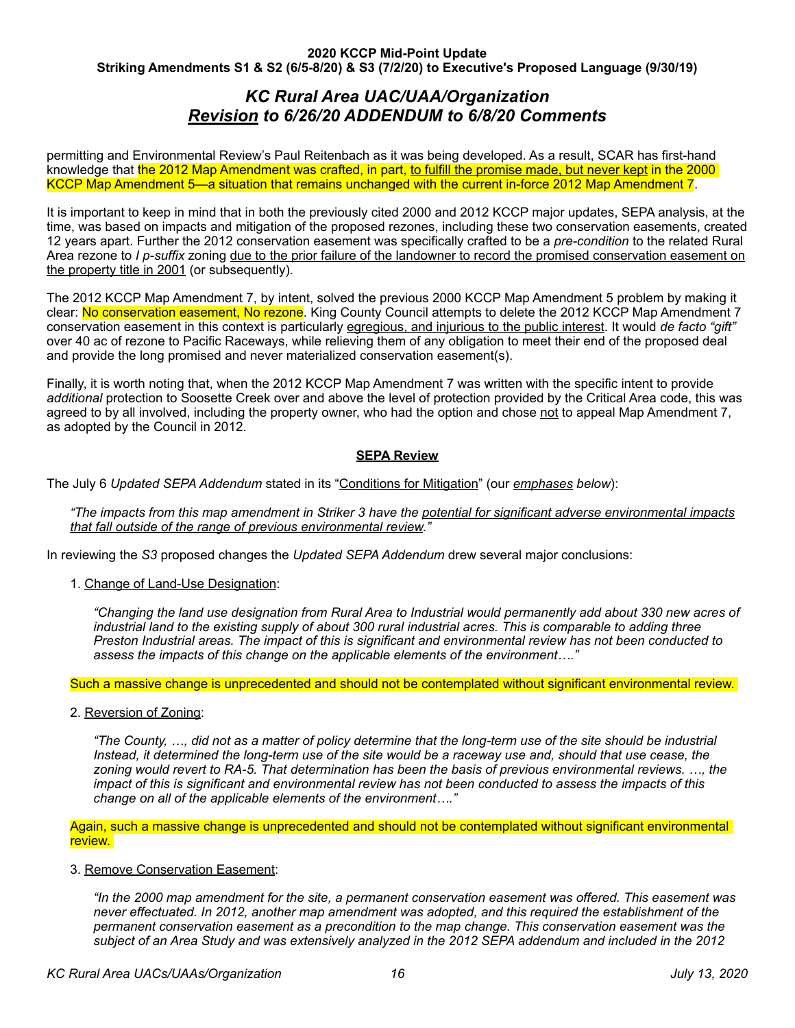permitting and Environmental Review's Paul Reitenbach as it was being developed. As a result, SCAR has first-hand knowledge that the 2012 Map Amendment was crafted, in part, <u>to fulfill the promise made, but never kept</u> in the 2000 KCCP Map Amendment 5—a situation that remains unchanged with the current in-force 2012 Map Amendment 7.

It is important to keep in mind that in both the previously cited 2000 and 2012 KCCP major updates, SEPA analysis, at the time, was based on impacts and mitigation of the proposed rezones, including these two conservation easements, created 12 years apart. Further the 2012 conservation easement was specifically crafted to be a *pre-condition* to the related Rural Area rezone to *I p-suffix* zoning <u>due to the prior failure of the landowner to record the promised conservation easement on the property title in 2001</u> (or subsequently).

The 2012 KCCP Map Amendment 7, by intent, solved the previous 2000 KCCP Map Amendment 5 problem by making it clear: No conservation easement, No rezone. King County Council attempts to delete the 2012 KCCP Map Amendment 7 conservation easement in this context is particularly <u>egregious, and injurious to the public interest</u>. It would *de facto "gift"* over 40 ac of rezone to Pacific Raceways, while relieving them of any obligation to meet their end of the proposed deal and provide the long promised and never materialized conservation easement(s).

Finally, it is worth noting that, when the 2012 KCCP Map Amendment 7 was written with the specific intent to provide *additional* protection to Soosette Creek over and above the level of protection provided by the Critical Area code, this was agreed to by all involved, including the property owner, who had the option and chose <u>not</u> to appeal Map Amendment 7, as adopted by the Council in 2012.

**<u>SEPA Review</u>**

The July 6 *Updated SEPA Addendum* stated in its "<u>Conditions for Mitigation</u>" (our <u>*emphases*</u> *below*):

> *"The impacts from this map amendment in Striker 3 have the <u>potential for significant adverse environmental impacts that fall outside of the range of previous environmental review</u>."*

In reviewing the *S3* proposed changes the *Updated SEPA Addendum* drew several major conclusions:

1. <u>Change of Land-Use Designation</u>:

   > *"Changing the land use designation from Rural Area to Industrial would permanently add about 330 new acres of industrial land to the existing supply of about 300 rural industrial acres. This is comparable to adding three Preston Industrial areas. The impact of this is significant and environmental review has not been conducted to assess the impacts of this change on the applicable elements of the environment…."*

Such a massive change is unprecedented and should not be contemplated without significant environmental review.

2. <u>Reversion of Zoning</u>:

   > *"The County, …, did not as a matter of policy determine that the long-term use of the site should be industrial Instead, it determined the long-term use of the site would be a raceway use and, should that use cease, the zoning would revert to RA-5. That determination has been the basis of previous environmental reviews. …, the impact of this is significant and environmental review has not been conducted to assess the impacts of this change on all of the applicable elements of the environment…."*

Again, such a massive change is unprecedented and should not be contemplated without significant environmental review.

3. <u>Remove Conservation Easement</u>:

   > *"In the 2000 map amendment for the site, a permanent conservation easement was offered. This easement was never effectuated. In 2012, another map amendment was adopted, and this required the establishment of the permanent conservation easement as a precondition to the map change. This conservation easement was the subject of an Area Study and was extensively analyzed in the 2012 SEPA addendum and included in the 2012*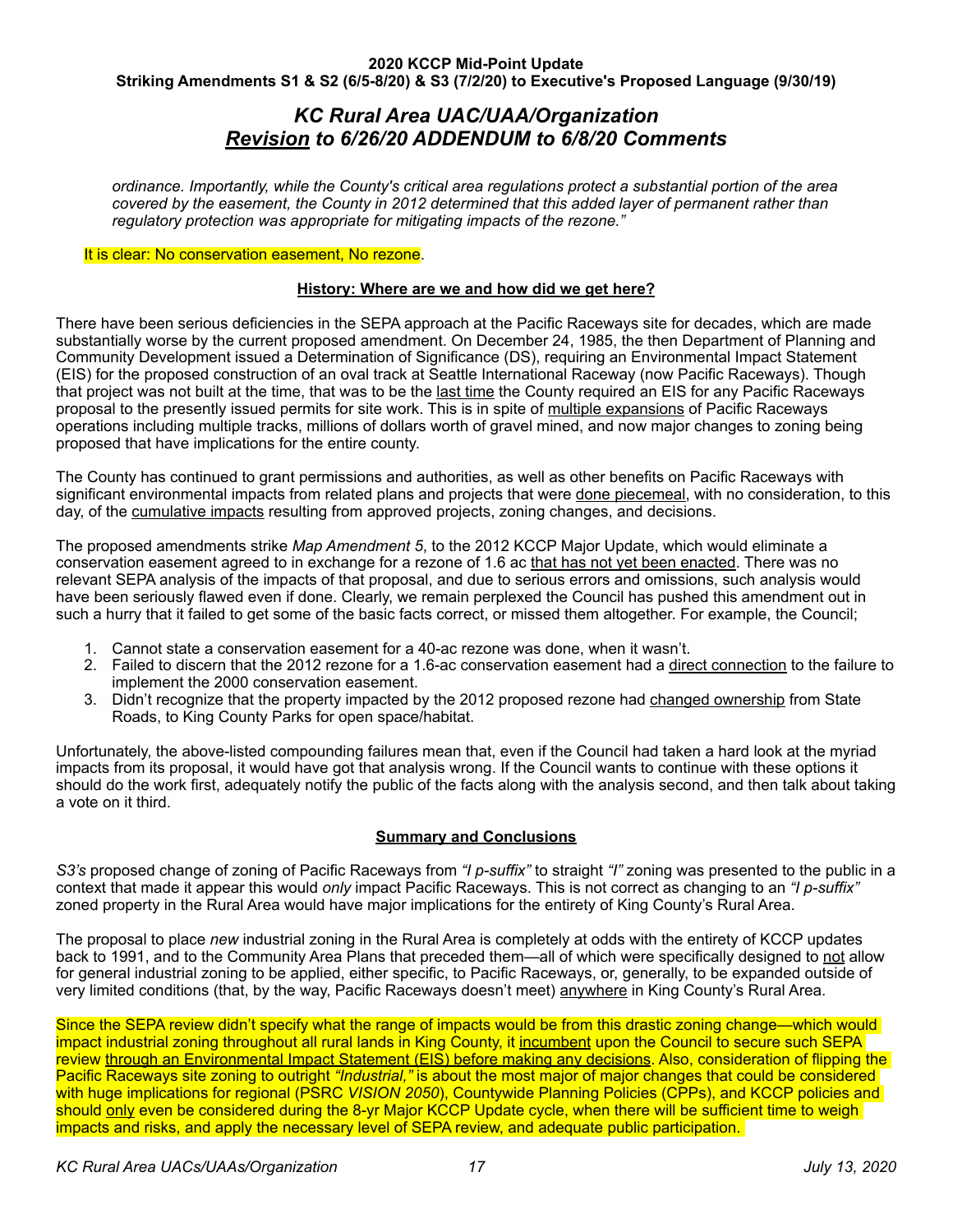*ordinance. Importantly, while the County's critical area regulations protect a substantial portion of the area covered by the easement, the County in 2012 determined that this added layer of permanent rather than regulatory protection was appropriate for mitigating impacts of the rezone."*

It is clear: No conservation easement, No rezone.

**History: Where are we and how did we get here?**

There have been serious deficiencies in the SEPA approach at the Pacific Raceways site for decades, which are made substantially worse by the current proposed amendment. On December 24, 1985, the then Department of Planning and Community Development issued a Determination of Significance (DS), requiring an Environmental Impact Statement (EIS) for the proposed construction of an oval track at Seattle International Raceway (now Pacific Raceways). Though that project was not built at the time, that was to be the last time the County required an EIS for any Pacific Raceways proposal to the presently issued permits for site work. This is in spite of multiple expansions of Pacific Raceways operations including multiple tracks, millions of dollars worth of gravel mined, and now major changes to zoning being proposed that have implications for the entire county.

The County has continued to grant permissions and authorities, as well as other benefits on Pacific Raceways with significant environmental impacts from related plans and projects that were done piecemeal, with no consideration, to this day, of the cumulative impacts resulting from approved projects, zoning changes, and decisions.

The proposed amendments strike *Map Amendment 5*, to the 2012 KCCP Major Update, which would eliminate a conservation easement agreed to in exchange for a rezone of 1.6 ac that has not yet been enacted. There was no relevant SEPA analysis of the impacts of that proposal, and due to serious errors and omissions, such analysis would have been seriously flawed even if done. Clearly, we remain perplexed the Council has pushed this amendment out in such a hurry that it failed to get some of the basic facts correct, or missed them altogether. For example, the Council;

1. Cannot state a conservation easement for a 40-ac rezone was done, when it wasn't.
2. Failed to discern that the 2012 rezone for a 1.6-ac conservation easement had a direct connection to the failure to implement the 2000 conservation easement.
3. Didn't recognize that the property impacted by the 2012 proposed rezone had changed ownership from State Roads, to King County Parks for open space/habitat.

Unfortunately, the above-listed compounding failures mean that, even if the Council had taken a hard look at the myriad impacts from its proposal, it would have got that analysis wrong. If the Council wants to continue with these options it should do the work first, adequately notify the public of the facts along with the analysis second, and then talk about taking a vote on it third.

**Summary and Conclusions**

*S3's* proposed change of zoning of Pacific Raceways from *"I p-suffix"* to straight *"I"* zoning was presented to the public in a context that made it appear this would *only* impact Pacific Raceways. This is not correct as changing to an *"I p-suffix"* zoned property in the Rural Area would have major implications for the entirety of King County's Rural Area.

The proposal to place *new* industrial zoning in the Rural Area is completely at odds with the entirety of KCCP updates back to 1991, and to the Community Area Plans that preceded them—all of which were specifically designed to not allow for general industrial zoning to be applied, either specific, to Pacific Raceways, or, generally, to be expanded outside of very limited conditions (that, by the way, Pacific Raceways doesn't meet) anywhere in King County's Rural Area.

Since the SEPA review didn't specify what the range of impacts would be from this drastic zoning change—which would impact industrial zoning throughout all rural lands in King County, it incumbent upon the Council to secure such SEPA review through an Environmental Impact Statement (EIS) before making any decisions. Also, consideration of flipping the Pacific Raceways site zoning to outright *"Industrial,"* is about the most major of major changes that could be considered with huge implications for regional (PSRC *VISION 2050*), Countywide Planning Policies (CPPs), and KCCP policies and should only even be considered during the 8-yr Major KCCP Update cycle, when there will be sufficient time to weigh impacts and risks, and apply the necessary level of SEPA review, and adequate public participation.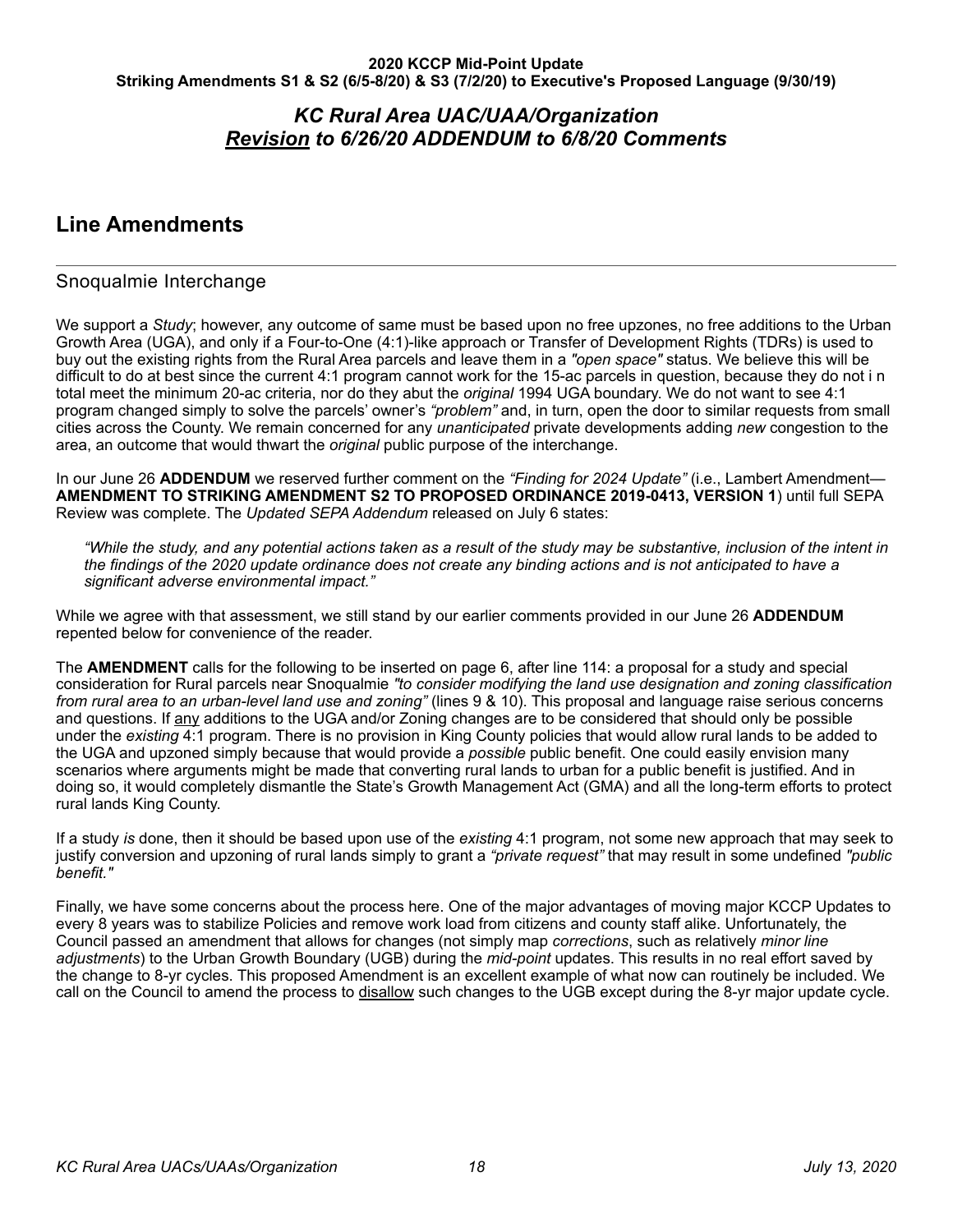**2020 KCCP Mid-Point Update**
**Striking Amendments S1 & S2 (6/5-8/20) & S3 (7/2/20) to Executive's Proposed Language (9/30/19)**

## *KC Rural Area UAC/UAA/Organization*
## *Revision to 6/26/20 ADDENDUM to 6/8/20 Comments*

# Line Amendments

---

## Snoqualmie Interchange

We support a *Study*; however, any outcome of same must be based upon no free upzones, no free additions to the Urban Growth Area (UGA), and only if a Four-to-One (4:1)-like approach or Transfer of Development Rights (TDRs) is used to buy out the existing rights from the Rural Area parcels and leave them in a *"open space"* status. We believe this will be difficult to do at best since the current 4:1 program cannot work for the 15-ac parcels in question, because they do not i n total meet the minimum 20-ac criteria, nor do they abut the *original* 1994 UGA boundary. We do not want to see 4:1 program changed simply to solve the parcels' owner's *"problem"* and, in turn, open the door to similar requests from small cities across the County. We remain concerned for any *unanticipated* private developments adding *new* congestion to the area, an outcome that would thwart the *original* public purpose of the interchange.

In our June 26 **ADDENDUM** we reserved further comment on the *"Finding for 2024 Update"* (i.e., Lambert Amendment—**AMENDMENT TO STRIKING AMENDMENT S2 TO PROPOSED ORDINANCE 2019-0413, VERSION 1**) until full SEPA Review was complete. The *Updated SEPA Addendum* released on July 6 states:

> *"While the study, and any potential actions taken as a result of the study may be substantive, inclusion of the intent in the findings of the 2020 update ordinance does not create any binding actions and is not anticipated to have a significant adverse environmental impact."*

While we agree with that assessment, we still stand by our earlier comments provided in our June 26 **ADDENDUM** repented below for convenience of the reader.

The **AMENDMENT** calls for the following to be inserted on page 6, after line 114: a proposal for a study and special consideration for Rural parcels near Snoqualmie *"to consider modifying the land use designation and zoning classification from rural area to an urban-level land use and zoning"* (lines 9 & 10). This proposal and language raise serious concerns and questions. If any additions to the UGA and/or Zoning changes are to be considered that should only be possible under the *existing* 4:1 program. There is no provision in King County policies that would allow rural lands to be added to the UGA and upzoned simply because that would provide a *possible* public benefit. One could easily envision many scenarios where arguments might be made that converting rural lands to urban for a public benefit is justified. And in doing so, it would completely dismantle the State's Growth Management Act (GMA) and all the long-term efforts to protect rural lands King County.

If a study *is* done, then it should be based upon use of the *existing* 4:1 program, not some new approach that may seek to justify conversion and upzoning of rural lands simply to grant a *"private request"* that may result in some undefined *"public benefit."*

Finally, we have some concerns about the process here. One of the major advantages of moving major KCCP Updates to every 8 years was to stabilize Policies and remove work load from citizens and county staff alike. Unfortunately, the Council passed an amendment that allows for changes (not simply map *corrections*, such as relatively *minor line adjustments*) to the Urban Growth Boundary (UGB) during the *mid-point* updates. This results in no real effort saved by the change to 8-yr cycles. This proposed Amendment is an excellent example of what now can routinely be included. We call on the Council to amend the process to disallow such changes to the UGB except during the 8-yr major update cycle.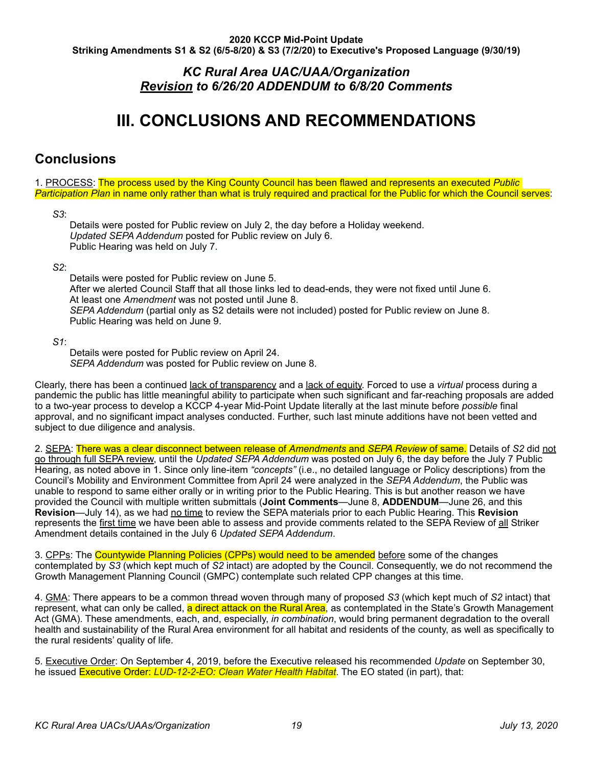**2020 KCCP Mid-Point Update**
**Striking Amendments S1 & S2 (6/5-8/20) & S3 (7/2/20) to Executive's Proposed Language (9/30/19)**

***KC Rural Area UAC/UAA/Organization***
***Revision to 6/26/20 ADDENDUM to 6/8/20 Comments***

# III. CONCLUSIONS AND RECOMMENDATIONS

## Conclusions

1. PROCESS: The process used by the King County Council has been flawed and represents an executed *Public Participation Plan* in name only rather than what is truly required and practical for the Public for which the Council serves:

*S3*:

Details were posted for Public review on July 2, the day before a Holiday weekend.
*Updated SEPA Addendum* posted for Public review on July 6.
Public Hearing was held on July 7.

*S2*:

Details were posted for Public review on June 5.
After we alerted Council Staff that all those links led to dead-ends, they were not fixed until June 6.
At least one *Amendment* was not posted until June 8.
*SEPA Addendum* (partial only as S2 details were not included) posted for Public review on June 8.
Public Hearing was held on June 9.

*S1*:

Details were posted for Public review on April 24.
*SEPA Addendum* was posted for Public review on June 8.

Clearly, there has been a continued lack of transparency and a lack of equity. Forced to use a *virtual* process during a pandemic the public has little meaningful ability to participate when such significant and far-reaching proposals are added to a two-year process to develop a KCCP 4-year Mid-Point Update literally at the last minute before *possible* final approval, and no significant impact analyses conducted. Further, such last minute additions have not been vetted and subject to due diligence and analysis.

2. SEPA: There was a clear disconnect between release of *Amendments* and *SEPA Review* of same. Details of *S2* did not go through full SEPA review, until the *Updated SEPA Addendum* was posted on July 6, the day before the July 7 Public Hearing, as noted above in 1. Since only line-item *"concepts"* (i.e., no detailed language or Policy descriptions) from the Council's Mobility and Environment Committee from April 24 were analyzed in the *SEPA Addendum*, the Public was unable to respond to same either orally or in writing prior to the Public Hearing. This is but another reason we have provided the Council with multiple written submittals (**Joint Comments**—June 8, **ADDENDUM**—June 26, and this **Revision**—July 14), as we had no time to review the SEPA materials prior to each Public Hearing. This **Revision** represents the first time we have been able to assess and provide comments related to the SEPA Review of all Striker Amendment details contained in the July 6 *Updated SEPA Addendum*.

3. CPPs: The Countywide Planning Policies (CPPs) would need to be amended before some of the changes contemplated by *S3* (which kept much of *S2* intact) are adopted by the Council. Consequently, we do not recommend the Growth Management Planning Council (GMPC) contemplate such related CPP changes at this time.

4. GMA: There appears to be a common thread woven through many of proposed *S3* (which kept much of *S2* intact) that represent, what can only be called, a direct attack on the Rural Area, as contemplated in the State's Growth Management Act (GMA). These amendments, each, and, especially, *in combination*, would bring permanent degradation to the overall health and sustainability of the Rural Area environment for all habitat and residents of the county, as well as specifically to the rural residents' quality of life.

5. Executive Order: On September 4, 2019, before the Executive released his recommended *Update* on September 30, he issued Executive Order: *LUD-12-2-EO: Clean Water Health Habitat*. The EO stated (in part), that: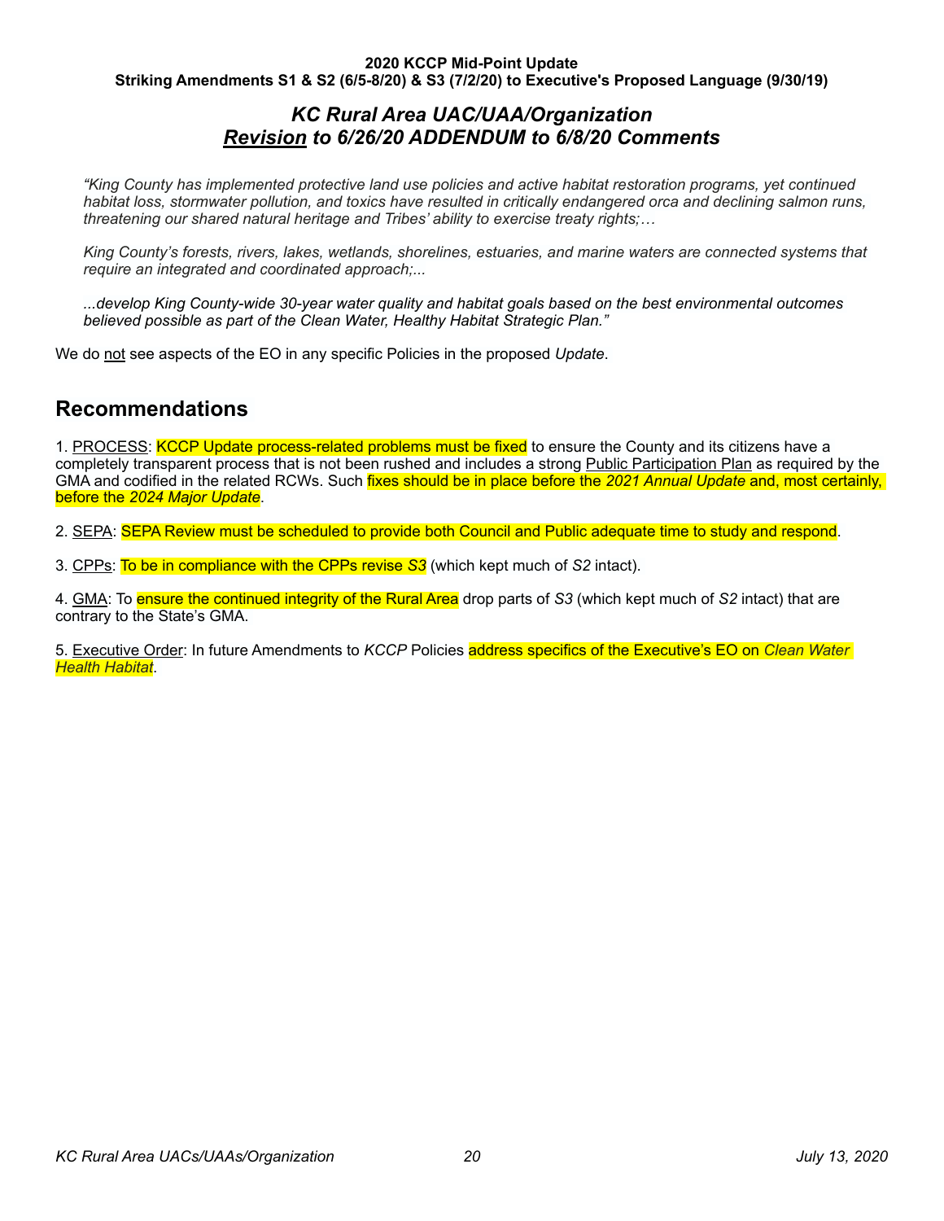**2020 KCCP Mid-Point Update**
**Striking Amendments S1 & S2 (6/5-8/20) & S3 (7/2/20) to Executive's Proposed Language (9/30/19)**

## *KC Rural Area UAC/UAA/Organization* *Revision to 6/26/20 ADDENDUM to 6/8/20 Comments*

> *"King County has implemented protective land use policies and active habitat restoration programs, yet continued habitat loss, stormwater pollution, and toxics have resulted in critically endangered orca and declining salmon runs, threatening our shared natural heritage and Tribes' ability to exercise treaty rights;…*
>
> *King County's forests, rivers, lakes, wetlands, shorelines, estuaries, and marine waters are connected systems that require an integrated and coordinated approach;...*
>
> *...develop King County-wide 30-year water quality and habitat goals based on the best environmental outcomes believed possible as part of the Clean Water, Healthy Habitat Strategic Plan."*

We do not see aspects of the EO in any specific Policies in the proposed *Update*.

## Recommendations

1. PROCESS: KCCP Update process-related problems must be fixed to ensure the County and its citizens have a completely transparent process that is not been rushed and includes a strong Public Participation Plan as required by the GMA and codified in the related RCWs. Such fixes should be in place before the *2021 Annual Update* and, most certainly, before the *2024 Major Update*.

2. SEPA: SEPA Review must be scheduled to provide both Council and Public adequate time to study and respond.

3. CPPs: To be in compliance with the CPPs revise *S3* (which kept much of *S2* intact).

4. GMA: To ensure the continued integrity of the Rural Area drop parts of *S3* (which kept much of *S2* intact) that are contrary to the State's GMA.

5. Executive Order: In future Amendments to *KCCP* Policies address specifics of the Executive's EO on *Clean Water Health Habitat*.